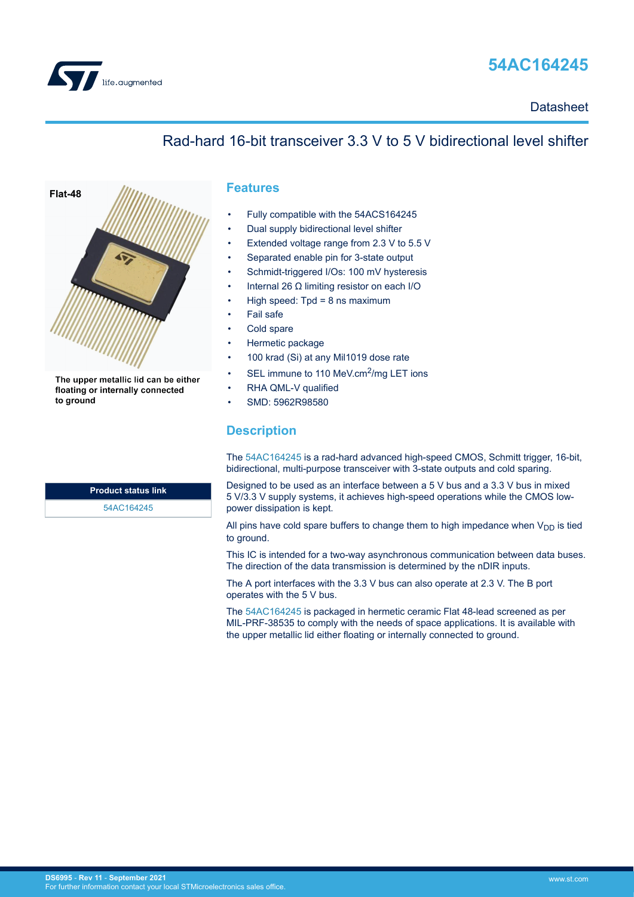# 54AC164245

Datasheet

## Rad-hard 16-bit transceiver 3.3 V to 5 V bidirectional level shifter

Flat-48

The upper metallic lid can be either floating or internally connected to ground

| Product status link |
| --- |
| 54AC164245 |

## Features

- Fully compatible with the 54ACS164245
- Dual supply bidirectional level shifter
- Extended voltage range from 2.3 V to 5.5 V
- Separated enable pin for 3-state output
- Schmidt-triggered I/Os: 100 mV hysteresis
- Internal 26 Ω limiting resistor on each I/O
- High speed: Tpd = 8 ns maximum
- Fail safe
- Cold spare
- Hermetic package
- 100 krad (Si) at any Mil1019 dose rate
- SEL immune to 110 MeV.cm$^2$/mg LET ions
- RHA QML-V qualified
- SMD: 5962R98580

## Description

The 54AC164245 is a rad-hard advanced high-speed CMOS, Schmitt trigger, 16-bit, bidirectional, multi-purpose transceiver with 3-state outputs and cold sparing.

Designed to be used as an interface between a 5 V bus and a 3.3 V bus in mixed 5 V/3.3 V supply systems, it achieves high-speed operations while the CMOS low-power dissipation is kept.

All pins have cold spare buffers to change them to high impedance when $V_{DD}$ is tied to ground.

This IC is intended for a two-way asynchronous communication between data buses. The direction of the data transmission is determined by the nDIR inputs.

The A port interfaces with the 3.3 V bus can also operate at 2.3 V. The B port operates with the 5 V bus.

The 54AC164245 is packaged in hermetic ceramic Flat 48-lead screened as per MIL-PRF-38535 to comply with the needs of space applications. It is available with the upper metallic lid either floating or internally connected to ground.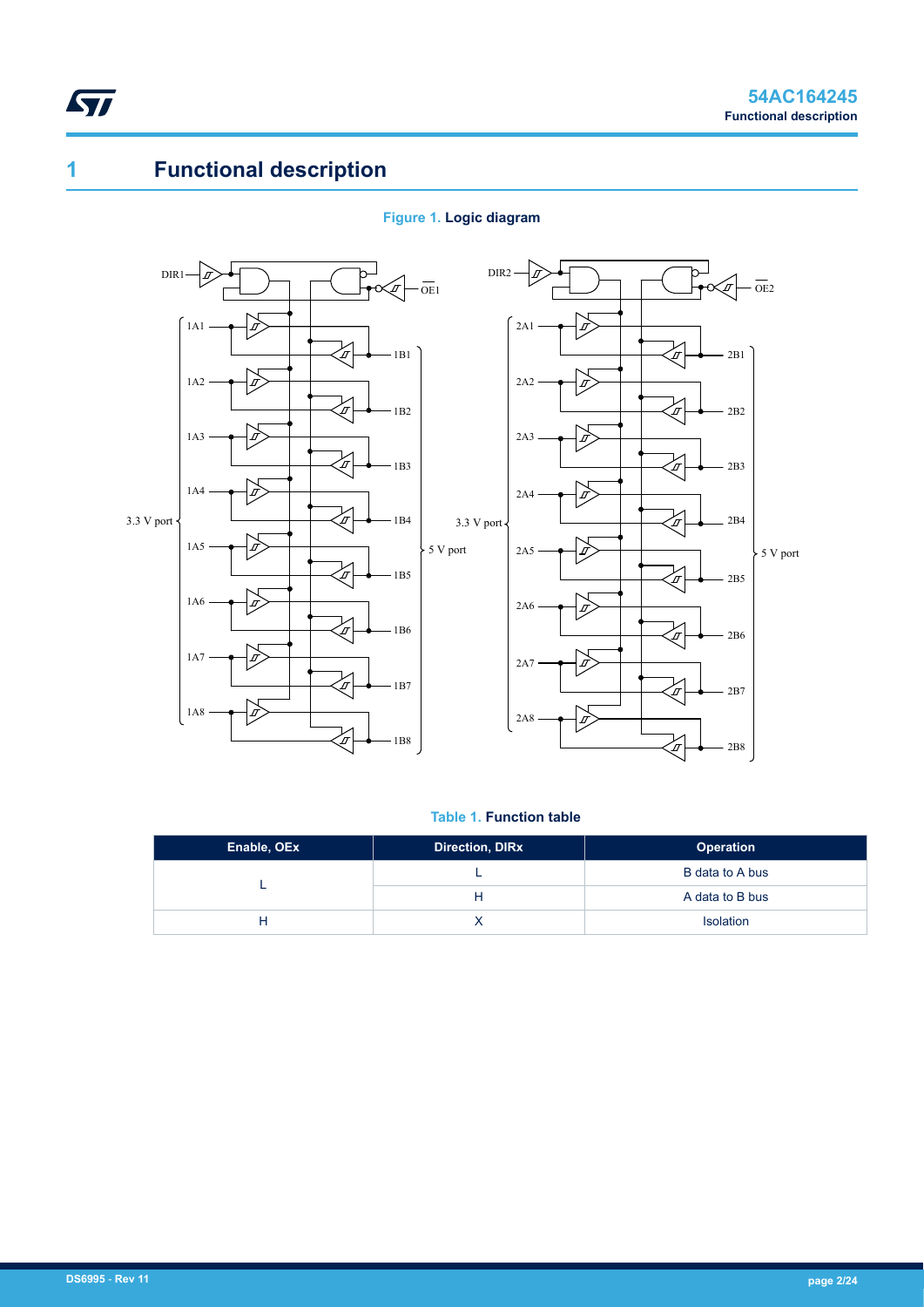# 1 Functional description

**Figure 1.** Logic diagram

**Table 1.** Function table

| Enable, OEx | Direction, DIRx | Operation |
|---|---|---|
| L | L | B data to A bus |
| | H | A data to B bus |
| H | X | Isolation |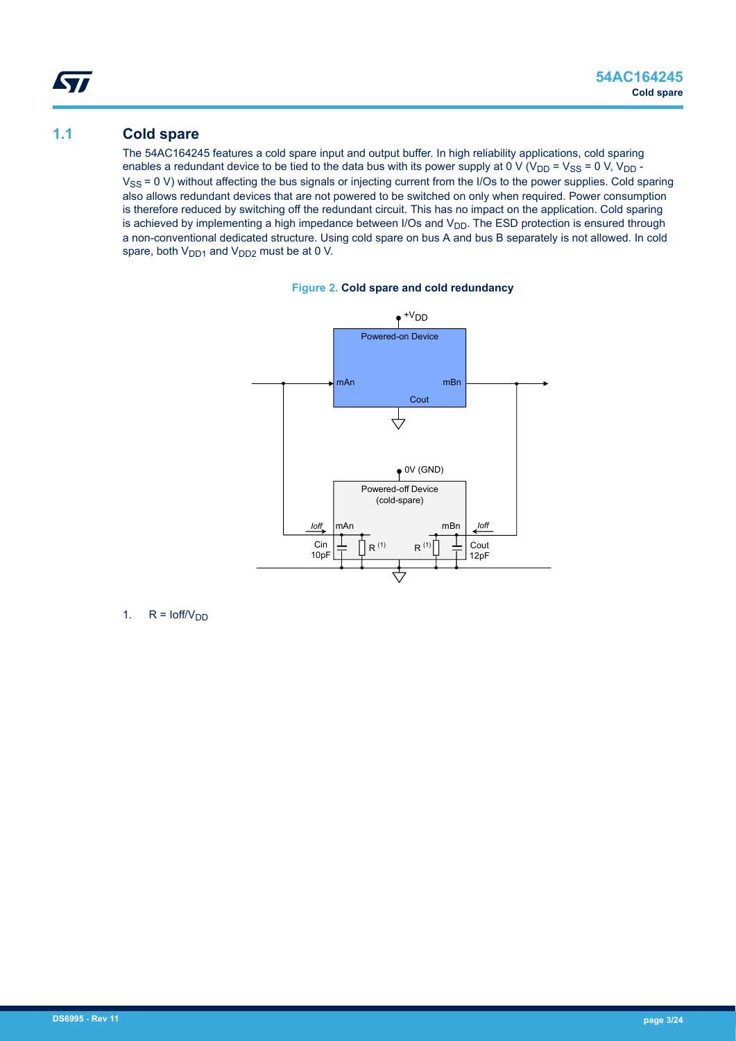## 1.1 Cold spare

The 54AC164245 features a cold spare input and output buffer. In high reliability applications, cold sparing enables a redundant device to be tied to the data bus with its power supply at 0 V ($V_{DD}$ = $V_{SS}$ = 0 V, $V_{DD}$ - $V_{SS}$ = 0 V) without affecting the bus signals or injecting current from the I/Os to the power supplies. Cold sparing also allows redundant devices that are not powered to be switched on only when required. Power consumption is therefore reduced by switching off the redundant circuit. This has no impact on the application. Cold sparing is achieved by implementing a high impedance between I/Os and $V_{DD}$. The ESD protection is ensured through a non-conventional dedicated structure. Using cold spare on bus A and bus B separately is not allowed. In cold spare, both $V_{DD1}$ and $V_{DD2}$ must be at 0 V.

**Figure 2. Cold spare and cold redundancy**

1. R = Ioff/$V_{DD}$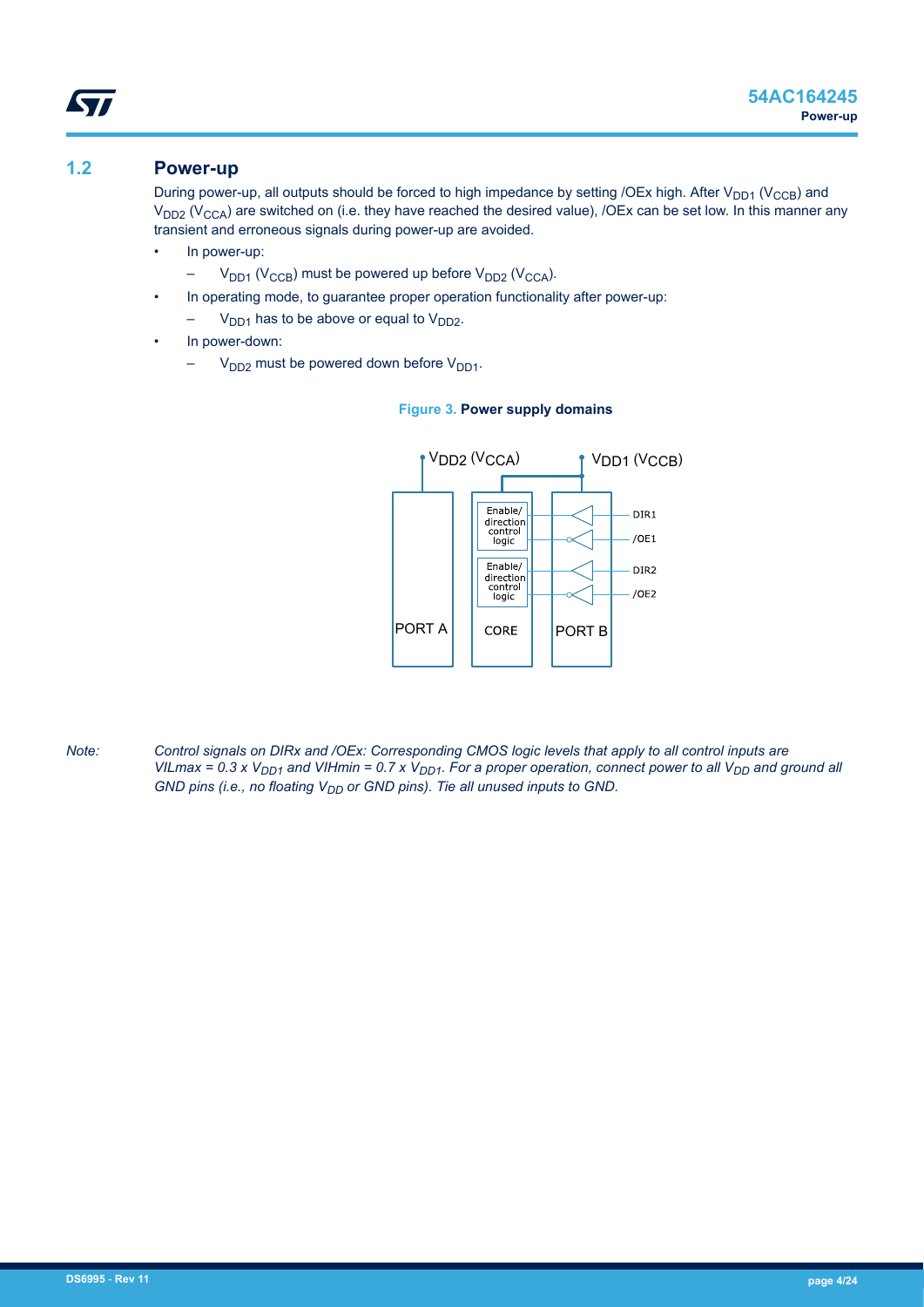## 1.2 Power-up

During power-up, all outputs should be forced to high impedance by setting /OEx high. After $V_{DD1}$ ($V_{CCB}$) and $V_{DD2}$ ($V_{CCA}$) are switched on (i.e. they have reached the desired value), /OEx can be set low. In this manner any transient and erroneous signals during power-up are avoided.

- In power-up:
  - $V_{DD1}$ ($V_{CCB}$) must be powered up before $V_{DD2}$ ($V_{CCA}$).
- In operating mode, to guarantee proper operation functionality after power-up:
  - $V_{DD1}$ has to be above or equal to $V_{DD2}$.
- In power-down:
  - $V_{DD2}$ must be powered down before $V_{DD1}$.

**Figure 3. Power supply domains**

*Note: Control signals on DIRx and /OEx: Corresponding CMOS logic levels that apply to all control inputs are VILmax = 0.3 x $V_{DD1}$ and VIHmin = 0.7 x $V_{DD1}$. For a proper operation, connect power to all $V_{DD}$ and ground all GND pins (i.e., no floating $V_{DD}$ or GND pins). Tie all unused inputs to GND.*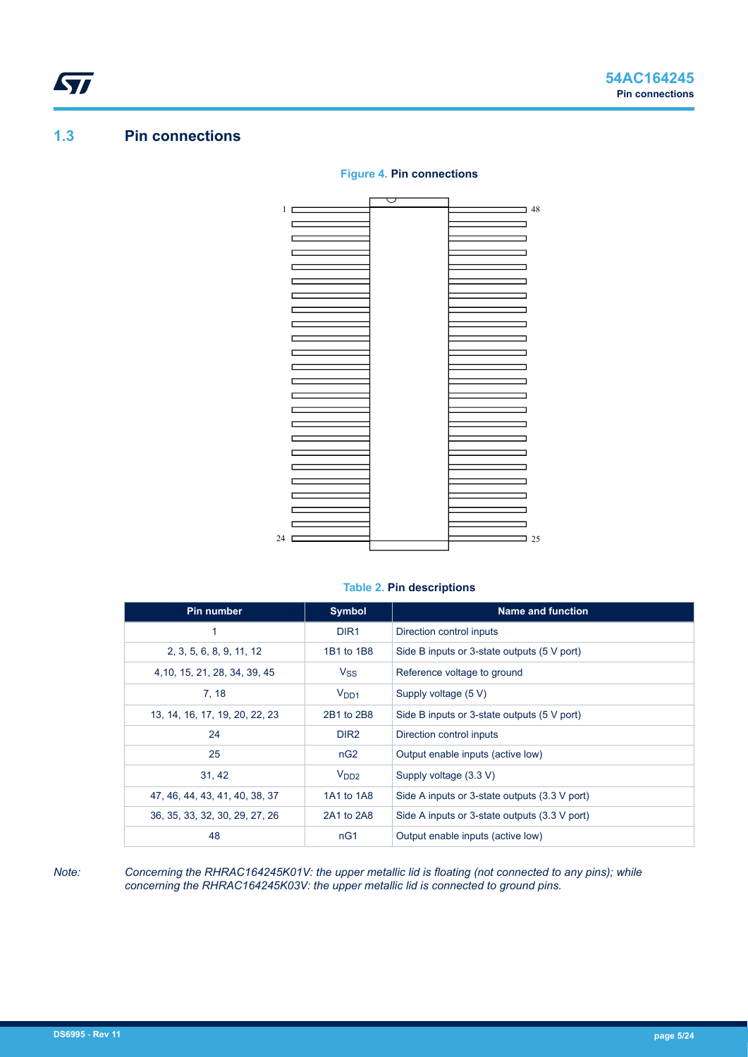## 1.3 Pin connections

**Figure 4. Pin connections**

**Table 2. Pin descriptions**

| Pin number | Symbol | Name and function |
| --- | --- | --- |
| 1 | DIR1 | Direction control inputs |
| 2, 3, 5, 6, 8, 9, 11, 12 | 1B1 to 1B8 | Side B inputs or 3-state outputs (5 V port) |
| 4,10, 15, 21, 28, 34, 39, 45 | $V_{SS}$ | Reference voltage to ground |
| 7, 18 | $V_{DD1}$ | Supply voltage (5 V) |
| 13, 14, 16, 17, 19, 20, 22, 23 | 2B1 to 2B8 | Side B inputs or 3-state outputs (5 V port) |
| 24 | DIR2 | Direction control inputs |
| 25 | nG2 | Output enable inputs (active low) |
| 31, 42 | $V_{DD2}$ | Supply voltage (3.3 V) |
| 47, 46, 44, 43, 41, 40, 38, 37 | 1A1 to 1A8 | Side A inputs or 3-state outputs (3.3 V port) |
| 36, 35, 33, 32, 30, 29, 27, 26 | 2A1 to 2A8 | Side A inputs or 3-state outputs (3.3 V port) |
| 48 | nG1 | Output enable inputs (active low) |

*Note: Concerning the RHRAC164245K01V: the upper metallic lid is floating (not connected to any pins); while concerning the RHRAC164245K03V: the upper metallic lid is connected to ground pins.*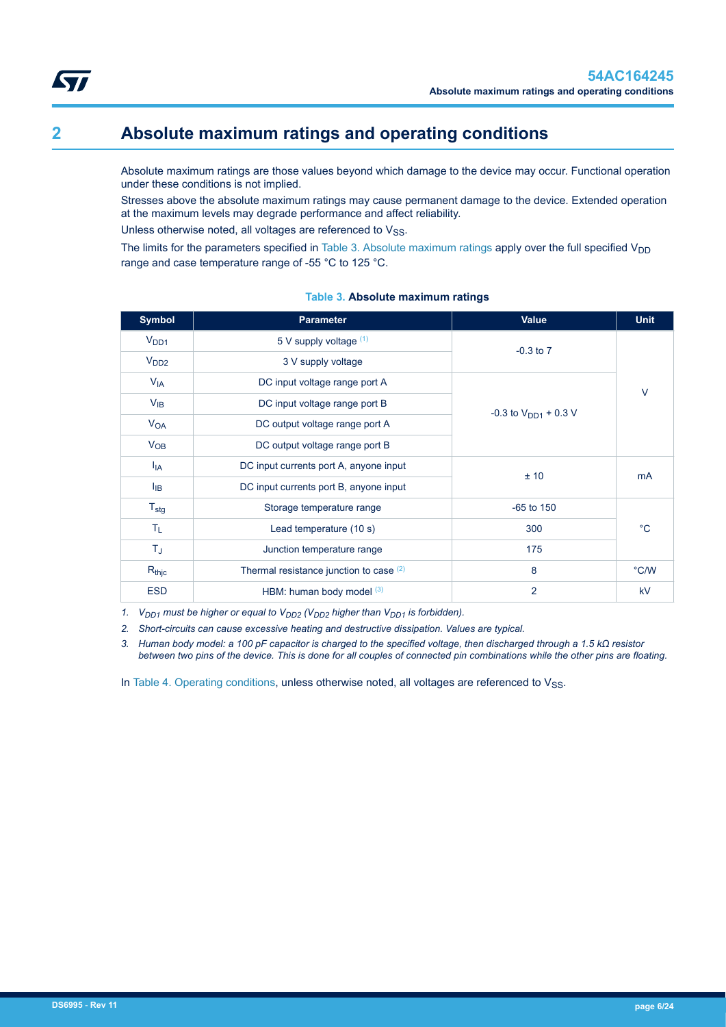# 2 Absolute maximum ratings and operating conditions

Absolute maximum ratings are those values beyond which damage to the device may occur. Functional operation under these conditions is not implied.

Stresses above the absolute maximum ratings may cause permanent damage to the device. Extended operation at the maximum levels may degrade performance and affect reliability.

Unless otherwise noted, all voltages are referenced to $V_{SS}$.

The limits for the parameters specified in Table 3. Absolute maximum ratings apply over the full specified $V_{DD}$ range and case temperature range of -55 °C to 125 °C.

**Table 3. Absolute maximum ratings**

| Symbol | Parameter | Value | Unit |
|---|---|---|---|
| $V_{DD1}$ | 5 V supply voltage (1) | -0.3 to 7 | V |
| $V_{DD2}$ | 3 V supply voltage | | |
| $V_{IA}$ | DC input voltage range port A | -0.3 to $V_{DD1}$ + 0.3 V | |
| $V_{IB}$ | DC input voltage range port B | | |
| $V_{OA}$ | DC output voltage range port A | | |
| $V_{OB}$ | DC output voltage range port B | | |
| $I_{IA}$ | DC input currents port A, anyone input | ± 10 | mA |
| $I_{IB}$ | DC input currents port B, anyone input | | |
| $T_{stg}$ | Storage temperature range | -65 to 150 | °C |
| $T_L$ | Lead temperature (10 s) | 300 | |
| $T_J$ | Junction temperature range | 175 | |
| $R_{thjc}$ | Thermal resistance junction to case (2) | 8 | °C/W |
| ESD | HBM: human body model (3) | 2 | kV |

1. *$V_{DD1}$ must be higher or equal to $V_{DD2}$ ($V_{DD2}$ higher than $V_{DD1}$ is forbidden).*
2. *Short-circuits can cause excessive heating and destructive dissipation. Values are typical.*
3. *Human body model: a 100 pF capacitor is charged to the specified voltage, then discharged through a 1.5 kΩ resistor between two pins of the device. This is done for all couples of connected pin combinations while the other pins are floating.*

In Table 4. Operating conditions, unless otherwise noted, all voltages are referenced to $V_{SS}$.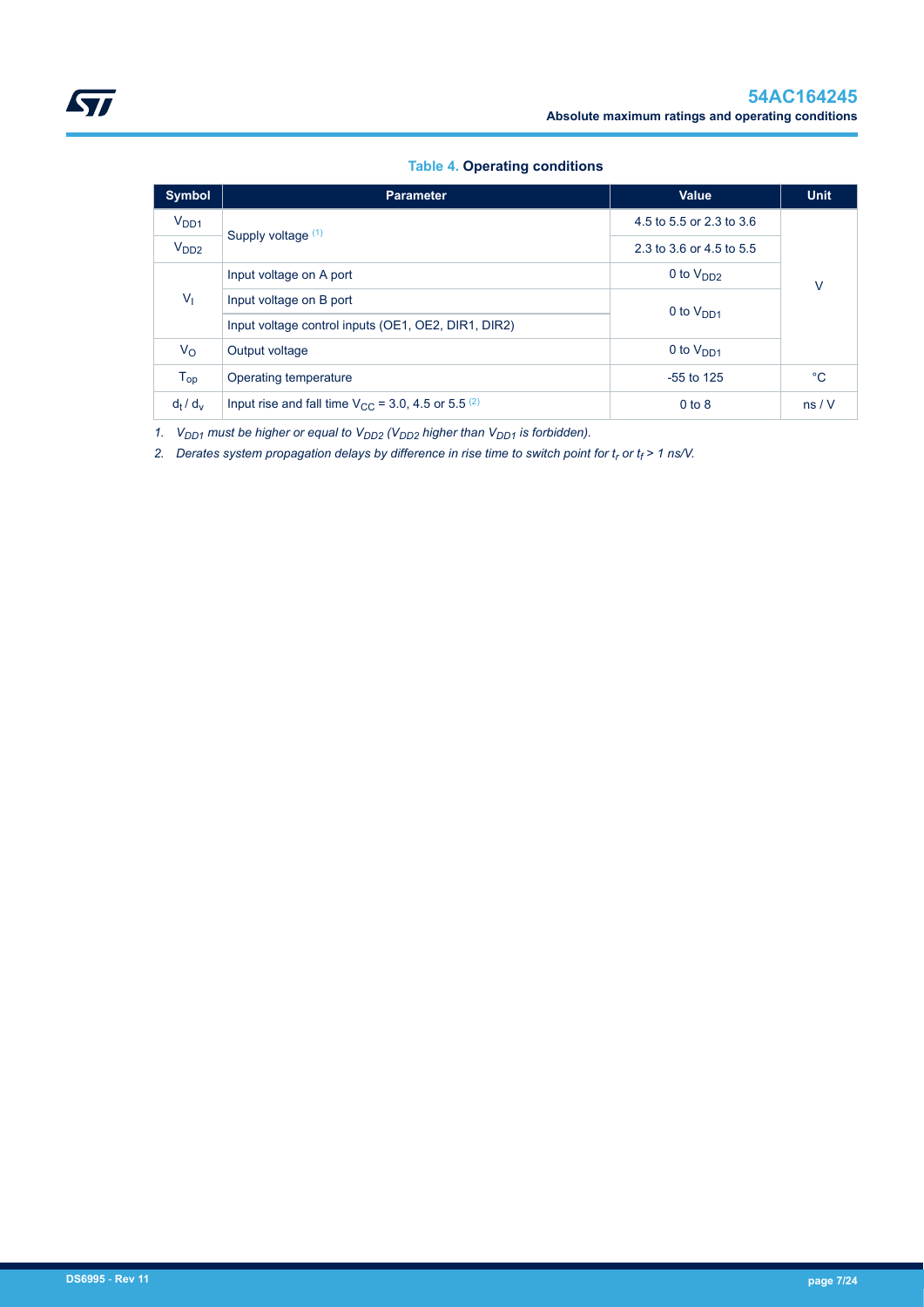**Table 4. Operating conditions**

| Symbol | Parameter | Value | Unit |
|---|---|---|---|
| $V_{DD1}$ | Supply voltage [(1)] | 4.5 to 5.5 or 2.3 to 3.6 | V |
| $V_{DD2}$ | | 2.3 to 3.6 or 4.5 to 5.5 | |
| $V_I$ | Input voltage on A port | 0 to $V_{DD2}$ | |
| | Input voltage on B port | 0 to $V_{DD1}$ | |
| | Input voltage control inputs (OE1, OE2, DIR1, DIR2) | | |
| $V_O$ | Output voltage | 0 to $V_{DD1}$ | |
| $T_{op}$ | Operating temperature | -55 to 125 | °C |
| $d_t$ / $d_v$ | Input rise and fall time $V_{CC}$ = 3.0, 4.5 or 5.5 [(2)] | 0 to 8 | ns / V |

1. *$V_{DD1}$ must be higher or equal to $V_{DD2}$ ($V_{DD2}$ higher than $V_{DD1}$ is forbidden).*
2. *Derates system propagation delays by difference in rise time to switch point for $t_r$ or $t_f$ > 1 ns/V.*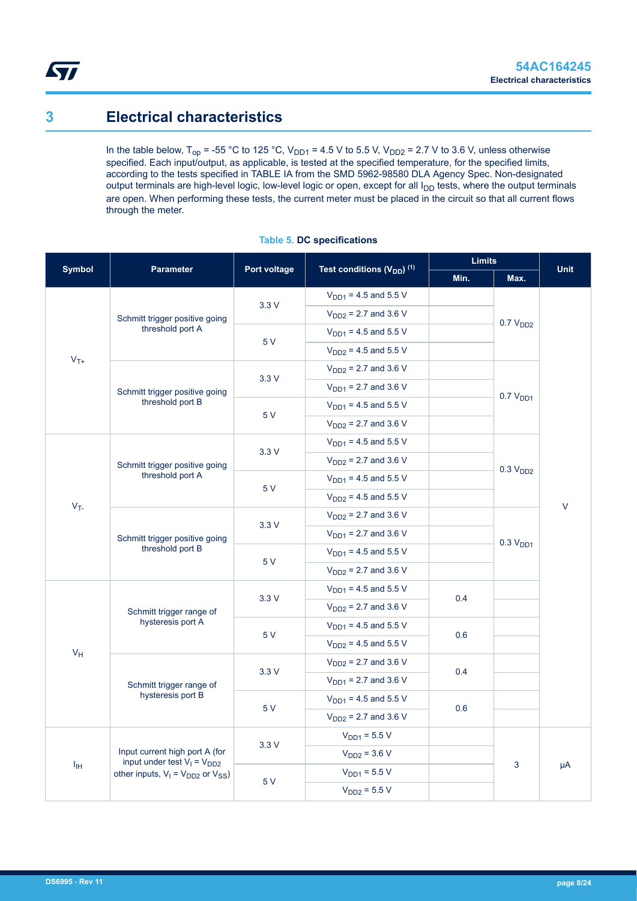# 3 Electrical characteristics

In the table below, $T_{op}$ = -55 °C to 125 °C, $V_{DD1}$ = 4.5 V to 5.5 V, $V_{DD2}$ = 2.7 V to 3.6 V, unless otherwise specified. Each input/output, as applicable, is tested at the specified temperature, for the specified limits, according to the tests specified in TABLE IA from the SMD 5962-98580 DLA Agency Spec. Non-designated output terminals are high-level logic, low-level logic or open, except for all $I_{DD}$ tests, where the output terminals are open. When performing these tests, the current meter must be placed in the circuit so that all current flows through the meter.

**Table 5. DC specifications**

| Symbol | Parameter | Port voltage | Test conditions ($V_{DD}$) (1) | Limits | | Unit |
|---|---|---|---|---|---|---|
| | | | | Min. | Max. | |
| $V_{T+}$ | Schmitt trigger positive going threshold port A | 3.3 V | $V_{DD1}$ = 4.5 and 5.5 V | | 0.7 $V_{DD2}$ | V |
| | | | $V_{DD2}$ = 2.7 and 3.6 V | | | |
| | | 5 V | $V_{DD1}$ = 4.5 and 5.5 V | | | |
| | | | $V_{DD2}$ = 4.5 and 5.5 V | | | |
| | Schmitt trigger positive going threshold port B | 3.3 V | $V_{DD2}$ = 2.7 and 3.6 V | | 0.7 $V_{DD1}$ | |
| | | | $V_{DD1}$ = 2.7 and 3.6 V | | | |
| | | 5 V | $V_{DD1}$ = 4.5 and 5.5 V | | | |
| | | | $V_{DD2}$ = 2.7 and 3.6 V | | | |
| $V_{T-}$ | Schmitt trigger positive going threshold port A | 3.3 V | $V_{DD1}$ = 4.5 and 5.5 V | | 0.3 $V_{DD2}$ | |
| | | | $V_{DD2}$ = 2.7 and 3.6 V | | | |
| | | 5 V | $V_{DD1}$ = 4.5 and 5.5 V | | | |
| | | | $V_{DD2}$ = 4.5 and 5.5 V | | | |
| | Schmitt trigger positive going threshold port B | 3.3 V | $V_{DD2}$ = 2.7 and 3.6 V | | 0.3 $V_{DD1}$ | |
| | | | $V_{DD1}$ = 2.7 and 3.6 V | | | |
| | | 5 V | $V_{DD1}$ = 4.5 and 5.5 V | | | |
| | | | $V_{DD2}$ = 2.7 and 3.6 V | | | |
| $V_H$ | Schmitt trigger range of hysteresis port A | 3.3 V | $V_{DD1}$ = 4.5 and 5.5 V | 0.4 | | |
| | | | $V_{DD2}$ = 2.7 and 3.6 V | | | |
| | | 5 V | $V_{DD1}$ = 4.5 and 5.5 V | 0.6 | | |
| | | | $V_{DD2}$ = 4.5 and 5.5 V | | | |
| | Schmitt trigger range of hysteresis port B | 3.3 V | $V_{DD2}$ = 2.7 and 3.6 V | 0.4 | | |
| | | | $V_{DD1}$ = 2.7 and 3.6 V | | | |
| | | 5 V | $V_{DD1}$ = 4.5 and 5.5 V | 0.6 | | |
| | | | $V_{DD2}$ = 2.7 and 3.6 V | | | |
| $I_{IH}$ | Input current high port A (for input under test $V_I$ = $V_{DD2}$ other inputs, $V_I$ = $V_{DD2}$ or $V_{SS}$) | 3.3 V | $V_{DD1}$ = 5.5 V | | 3 | µA |
| | | | $V_{DD2}$ = 3.6 V | | | |
| | | 5 V | $V_{DD1}$ = 5.5 V | | | |
| | | | $V_{DD2}$ = 5.5 V | | | |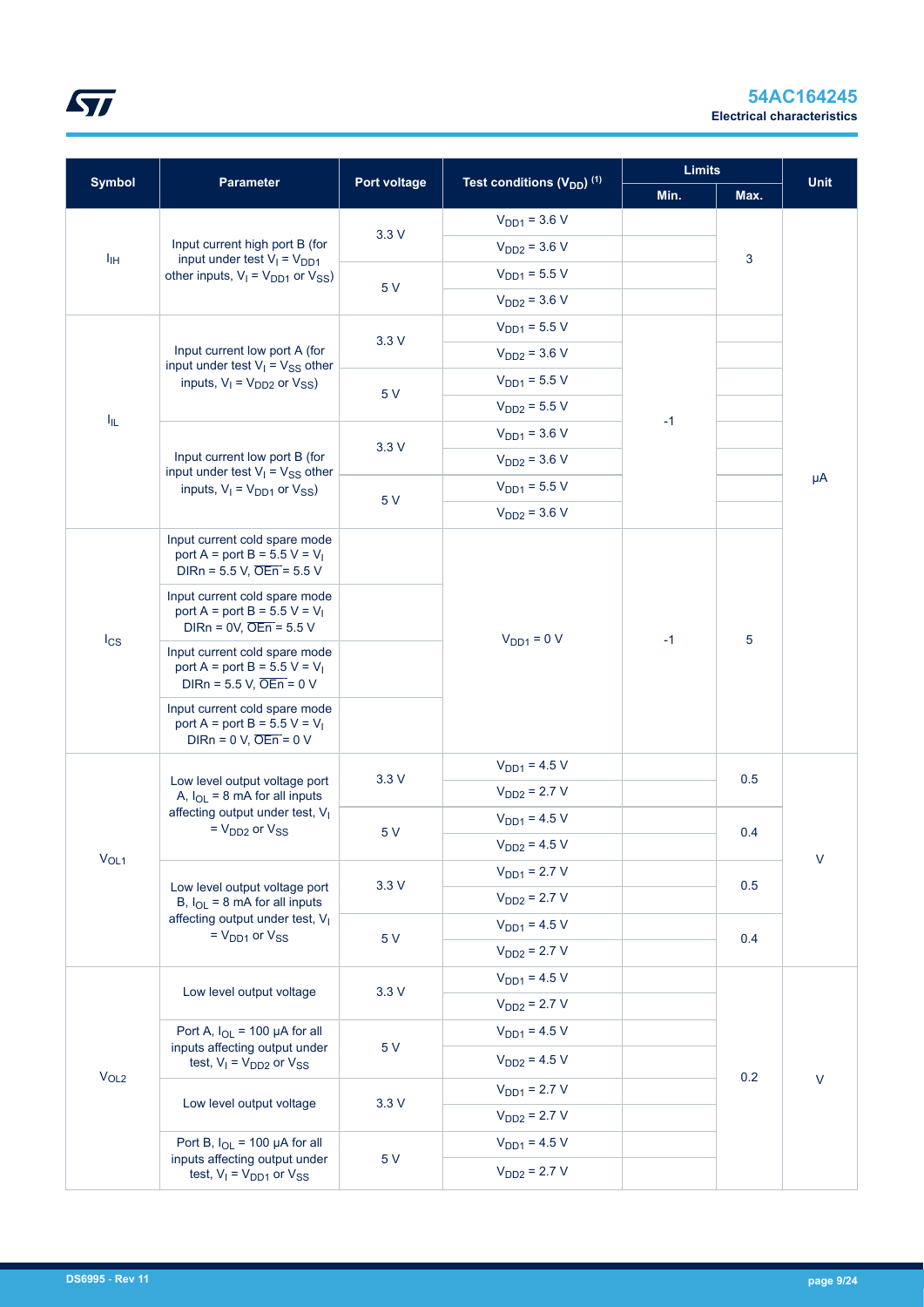| Symbol | Parameter | Port voltage | Test conditions ($V_{DD}$) (1) | Limits | | Unit |
|---|---|---|---|---|---|---|
| | | | | Min. | Max. | |
| $I_{IH}$ | Input current high port B (for input under test $V_I = V_{DD1}$ other inputs, $V_I = V_{DD1}$ or $V_{SS}$) | 3.3 V | $V_{DD1}$ = 3.6 V | | 3 | µA |
| | | | $V_{DD2}$ = 3.6 V | | | |
| | | 5 V | $V_{DD1}$ = 5.5 V | | | |
| | | | $V_{DD2}$ = 3.6 V | | | |
| $I_{IL}$ | Input current low port A (for input under test $V_I = V_{SS}$ other inputs, $V_I = V_{DD2}$ or $V_{SS}$) | 3.3 V | $V_{DD1}$ = 5.5 V | -1 | | |
| | | | $V_{DD2}$ = 3.6 V | | | |
| | | 5 V | $V_{DD1}$ = 5.5 V | | | |
| | | | $V_{DD2}$ = 5.5 V | | | |
| | Input current low port B (for input under test $V_I = V_{SS}$ other inputs, $V_I = V_{DD1}$ or $V_{SS}$) | 3.3 V | $V_{DD1}$ = 3.6 V | | | |
| | | | $V_{DD2}$ = 3.6 V | | | |
| | | 5 V | $V_{DD1}$ = 5.5 V | | | |
| | | | $V_{DD2}$ = 3.6 V | | | |
| $I_{CS}$ | Input current cold spare mode port A = port B = 5.5 V = $V_I$ DIRn = 5.5 V, $\overline{OEn}$ = 5.5 V | | $V_{DD1}$ = 0 V | -1 | 5 | |
| | Input current cold spare mode port A = port B = 5.5 V = $V_I$ DIRn = 0V, $\overline{OEn}$ = 5.5 V | | | | | |
| | Input current cold spare mode port A = port B = 5.5 V = $V_I$ DIRn = 5.5 V, $\overline{OEn}$ = 0 V | | | | | |
| | Input current cold spare mode port A = port B = 5.5 V = $V_I$ DIRn = 0 V, $\overline{OEn}$ = 0 V | | | | | |
| $V_{OL1}$ | Low level output voltage port A, $I_{OL}$ = 8 mA for all inputs affecting output under test, $V_I = V_{DD2}$ or $V_{SS}$ | 3.3 V | $V_{DD1}$ = 4.5 V | | 0.5 | V |
| | | | $V_{DD2}$ = 2.7 V | | | |
| | | 5 V | $V_{DD1}$ = 4.5 V | | 0.4 | |
| | | | $V_{DD2}$ = 4.5 V | | | |
| | Low level output voltage port B, $I_{OL}$ = 8 mA for all inputs affecting output under test, $V_I = V_{DD1}$ or $V_{SS}$ | 3.3 V | $V_{DD1}$ = 2.7 V | | 0.5 | |
| | | | $V_{DD2}$ = 2.7 V | | | |
| | | 5 V | $V_{DD1}$ = 4.5 V | | 0.4 | |
| | | | $V_{DD2}$ = 2.7 V | | | |
| $V_{OL2}$ | Low level output voltage | 3.3 V | $V_{DD1}$ = 4.5 V | | 0.2 | V |
| | | | $V_{DD2}$ = 2.7 V | | | |
| | Port A, $I_{OL}$ = 100 µA for all inputs affecting output under test, $V_I = V_{DD2}$ or $V_{SS}$ | 5 V | $V_{DD1}$ = 4.5 V | | | |
| | | | $V_{DD2}$ = 4.5 V | | | |
| | Low level output voltage | 3.3 V | $V_{DD1}$ = 2.7 V | | | |
| | | | $V_{DD2}$ = 2.7 V | | | |
| | Port B, $I_{OL}$ = 100 µA for all inputs affecting output under test, $V_I = V_{DD1}$ or $V_{SS}$ | 5 V | $V_{DD1}$ = 4.5 V | | | |
| | | | $V_{DD2}$ = 2.7 V | | | |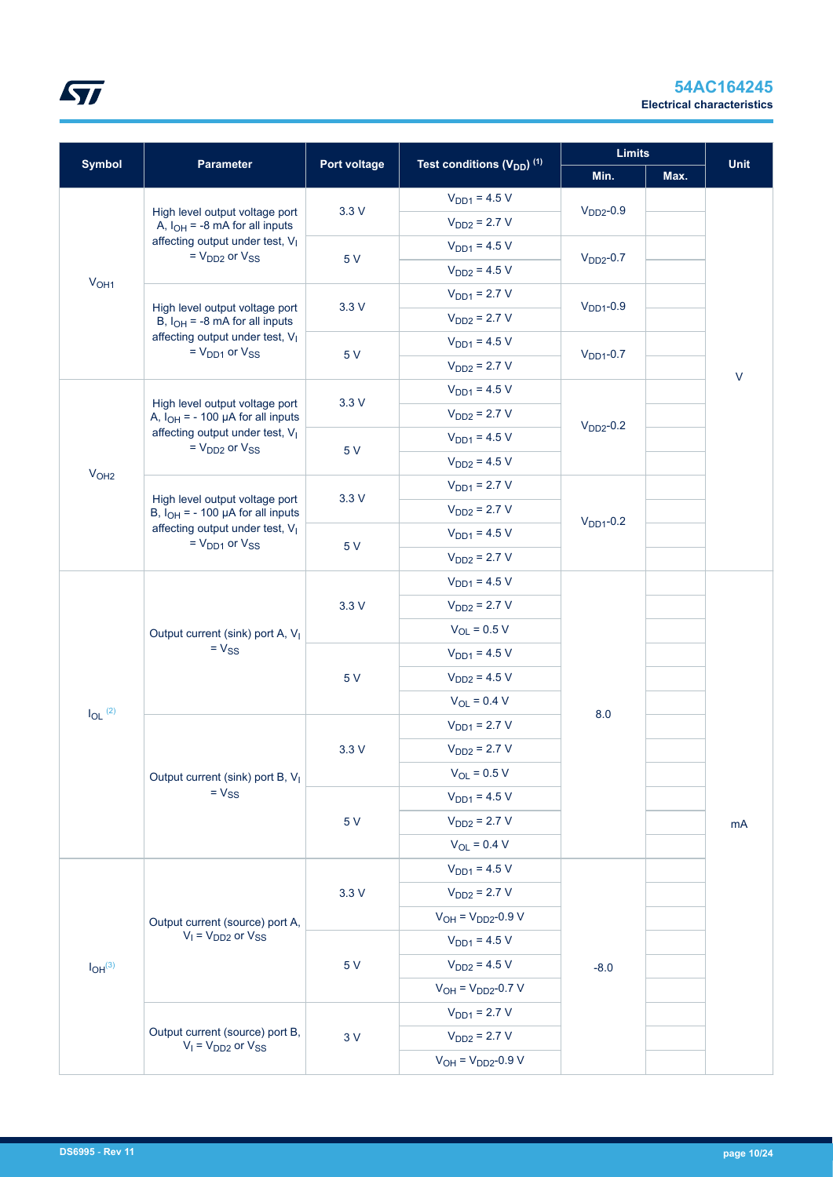| Symbol | Parameter | Port voltage | Test conditions ($V_{DD}$) [1] | Limits | | Unit |
|---|---|---|---|---|---|---|
| | | | | Min. | Max. | |
| $V_{OH1}$ | High level output voltage port A, $I_{OH}$ = -8 mA for all inputs affecting output under test, $V_I$ = $V_{DD2}$ or $V_{SS}$ | 3.3 V | $V_{DD1}$ = 4.5 V | $V_{DD2}$-0.9 | | V |
| | | | $V_{DD2}$ = 2.7 V | | | |
| | | 5 V | $V_{DD1}$ = 4.5 V | $V_{DD2}$-0.7 | | |
| | | | $V_{DD2}$ = 4.5 V | | | |
| | High level output voltage port B, $I_{OH}$ = -8 mA for all inputs affecting output under test, $V_I$ = $V_{DD1}$ or $V_{SS}$ | 3.3 V | $V_{DD1}$ = 2.7 V | $V_{DD1}$-0.9 | | |
| | | | $V_{DD2}$ = 2.7 V | | | |
| | | 5 V | $V_{DD1}$ = 4.5 V | $V_{DD1}$-0.7 | | |
| | | | $V_{DD2}$ = 2.7 V | | | |
| $V_{OH2}$ | High level output voltage port A, $I_{OH}$ = - 100 µA for all inputs affecting output under test, $V_I$ = $V_{DD2}$ or $V_{SS}$ | 3.3 V | $V_{DD1}$ = 4.5 V | $V_{DD2}$-0.2 | | |
| | | | $V_{DD2}$ = 2.7 V | | | |
| | | 5 V | $V_{DD1}$ = 4.5 V | | | |
| | | | $V_{DD2}$ = 4.5 V | | | |
| | High level output voltage port B, $I_{OH}$ = - 100 µA for all inputs affecting output under test, $V_I$ = $V_{DD1}$ or $V_{SS}$ | 3.3 V | $V_{DD1}$ = 2.7 V | $V_{DD1}$-0.2 | | |
| | | | $V_{DD2}$ = 2.7 V | | | |
| | | 5 V | $V_{DD1}$ = 4.5 V | | | |
| | | | $V_{DD2}$ = 2.7 V | | | |
| $I_{OL}$ [2] | Output current (sink) port A, $V_I$ = $V_{SS}$ | 3.3 V | $V_{DD1}$ = 4.5 V | 8.0 | | mA |
| | | | $V_{DD2}$ = 2.7 V | | | |
| | | | $V_{OL}$ = 0.5 V | | | |
| | | 5 V | $V_{DD1}$ = 4.5 V | | | |
| | | | $V_{DD2}$ = 4.5 V | | | |
| | | | $V_{OL}$ = 0.4 V | | | |
| | Output current (sink) port B, $V_I$ = $V_{SS}$ | 3.3 V | $V_{DD1}$ = 2.7 V | | | |
| | | | $V_{DD2}$ = 2.7 V | | | |
| | | | $V_{OL}$ = 0.5 V | | | |
| | | 5 V | $V_{DD1}$ = 4.5 V | | | |
| | | | $V_{DD2}$ = 2.7 V | | | |
| | | | $V_{OL}$ = 0.4 V | | | |
| $I_{OH}$ [3] | Output current (source) port A, $V_I$ = $V_{DD2}$ or $V_{SS}$ | 3.3 V | $V_{DD1}$ = 4.5 V | -8.0 | | |
| | | | $V_{DD2}$ = 2.7 V | | | |
| | | | $V_{OH}$ = $V_{DD2}$-0.9 V | | | |
| | | 5 V | $V_{DD1}$ = 4.5 V | | | |
| | | | $V_{DD2}$ = 4.5 V | | | |
| | | | $V_{OH}$ = $V_{DD2}$-0.7 V | | | |
| | Output current (source) port B, $V_I$ = $V_{DD2}$ or $V_{SS}$ | 3 V | $V_{DD1}$ = 2.7 V | | | |
| | | | $V_{DD2}$ = 2.7 V | | | |
| | | | $V_{OH}$ = $V_{DD2}$-0.9 V | | | |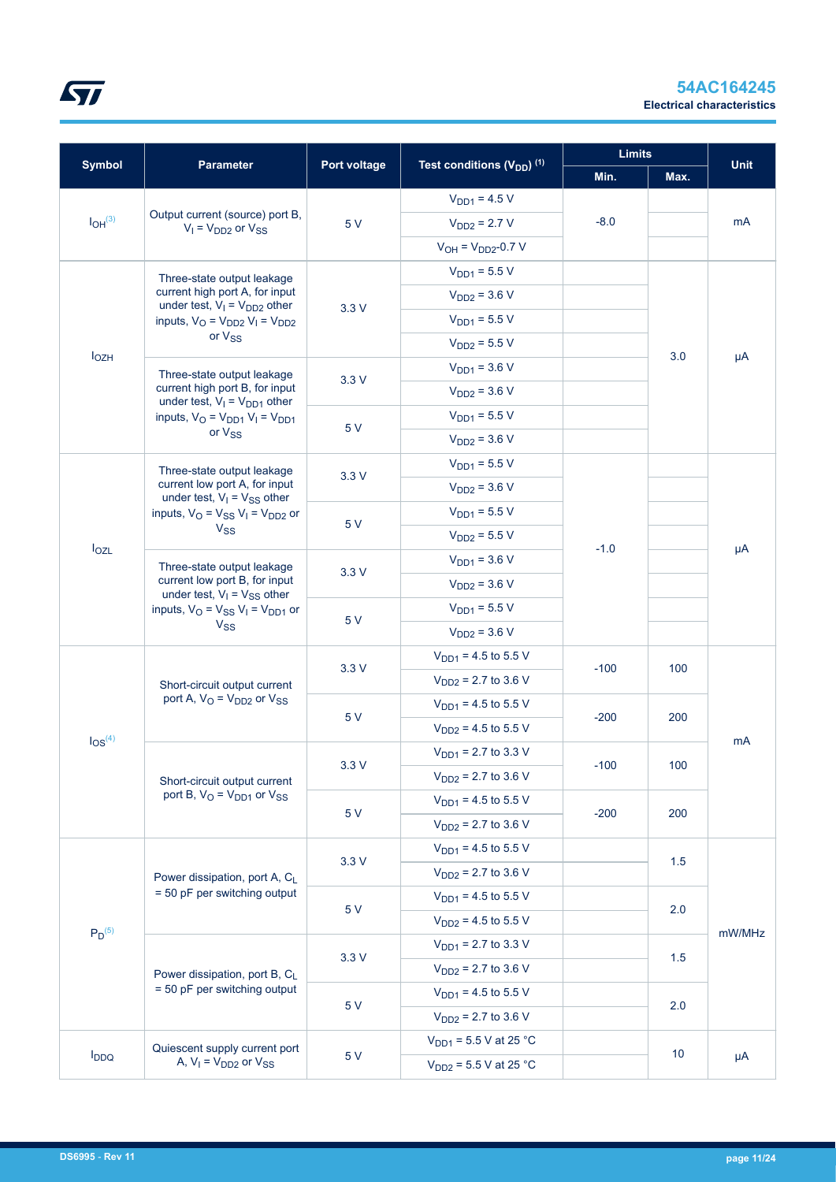| Symbol | Parameter | Port voltage | Test conditions ($V_{DD}$) (1) | Limits | | Unit |
|---|---|---|---|---|---|---|
| | | | | Min. | Max. | |
| $I_{OH}$(3) | Output current (source) port B, $V_I = V_{DD2}$ or $V_{SS}$ | 5 V | $V_{DD1}$ = 4.5 V | -8.0 | | mA |
| | | | $V_{DD2}$ = 2.7 V | | | |
| | | | $V_{OH} = V_{DD2}$-0.7 V | | | |
| $I_{OZH}$ | Three-state output leakage current high port A, for input under test, $V_I = V_{DD2}$ other inputs, $V_O = V_{DD2}$ $V_I = V_{DD2}$ or $V_{SS}$ | 3.3 V | $V_{DD1}$ = 5.5 V | | 3.0 | µA |
| | | | $V_{DD2}$ = 3.6 V | | | |
| | | | $V_{DD1}$ = 5.5 V | | | |
| | | | $V_{DD2}$ = 5.5 V | | | |
| | Three-state output leakage current high port B, for input under test, $V_I = V_{DD1}$ other inputs, $V_O = V_{DD1}$ $V_I = V_{DD1}$ or $V_{SS}$ | 3.3 V | $V_{DD1}$ = 3.6 V | | | |
| | | | $V_{DD2}$ = 3.6 V | | | |
| | | 5 V | $V_{DD1}$ = 5.5 V | | | |
| | | | $V_{DD2}$ = 3.6 V | | | |
| $I_{OZL}$ | Three-state output leakage current low port A, for input under test, $V_I = V_{SS}$ other inputs, $V_O = V_{SS}$ $V_I = V_{DD2}$ or $V_{SS}$ | 3.3 V | $V_{DD1}$ = 5.5 V | -1.0 | | µA |
| | | | $V_{DD2}$ = 3.6 V | | | |
| | | 5 V | $V_{DD1}$ = 5.5 V | | | |
| | | | $V_{DD2}$ = 5.5 V | | | |
| | Three-state output leakage current low port B, for input under test, $V_I = V_{SS}$ other inputs, $V_O = V_{SS}$ $V_I = V_{DD1}$ or $V_{SS}$ | 3.3 V | $V_{DD1}$ = 3.6 V | | | |
| | | | $V_{DD2}$ = 3.6 V | | | |
| | | 5 V | $V_{DD1}$ = 5.5 V | | | |
| | | | $V_{DD2}$ = 3.6 V | | | |
| $I_{OS}$(4) | Short-circuit output current port A, $V_O = V_{DD2}$ or $V_{SS}$ | 3.3 V | $V_{DD1}$ = 4.5 to 5.5 V | -100 | 100 | mA |
| | | | $V_{DD2}$ = 2.7 to 3.6 V | | | |
| | | 5 V | $V_{DD1}$ = 4.5 to 5.5 V | -200 | 200 | |
| | | | $V_{DD2}$ = 4.5 to 5.5 V | | | |
| | Short-circuit output current port B, $V_O = V_{DD1}$ or $V_{SS}$ | 3.3 V | $V_{DD1}$ = 2.7 to 3.3 V | -100 | 100 | |
| | | | $V_{DD2}$ = 2.7 to 3.6 V | | | |
| | | 5 V | $V_{DD1}$ = 4.5 to 5.5 V | -200 | 200 | |
| | | | $V_{DD2}$ = 2.7 to 3.6 V | | | |
| $P_D$(5) | Power dissipation, port A, $C_L$ = 50 pF per switching output | 3.3 V | $V_{DD1}$ = 4.5 to 5.5 V | | 1.5 | mW/MHz |
| | | | $V_{DD2}$ = 2.7 to 3.6 V | | | |
| | | 5 V | $V_{DD1}$ = 4.5 to 5.5 V | | 2.0 | |
| | | | $V_{DD2}$ = 4.5 to 5.5 V | | | |
| | Power dissipation, port B, $C_L$ = 50 pF per switching output | 3.3 V | $V_{DD1}$ = 2.7 to 3.3 V | | 1.5 | |
| | | | $V_{DD2}$ = 2.7 to 3.6 V | | | |
| | | 5 V | $V_{DD1}$ = 4.5 to 5.5 V | | 2.0 | |
| | | | $V_{DD2}$ = 2.7 to 3.6 V | | | |
| $I_{DDQ}$ | Quiescent supply current port A, $V_I = V_{DD2}$ or $V_{SS}$ | 5 V | $V_{DD1}$ = 5.5 V at 25 °C | | 10 | µA |
| | | | $V_{DD2}$ = 5.5 V at 25 °C | | | |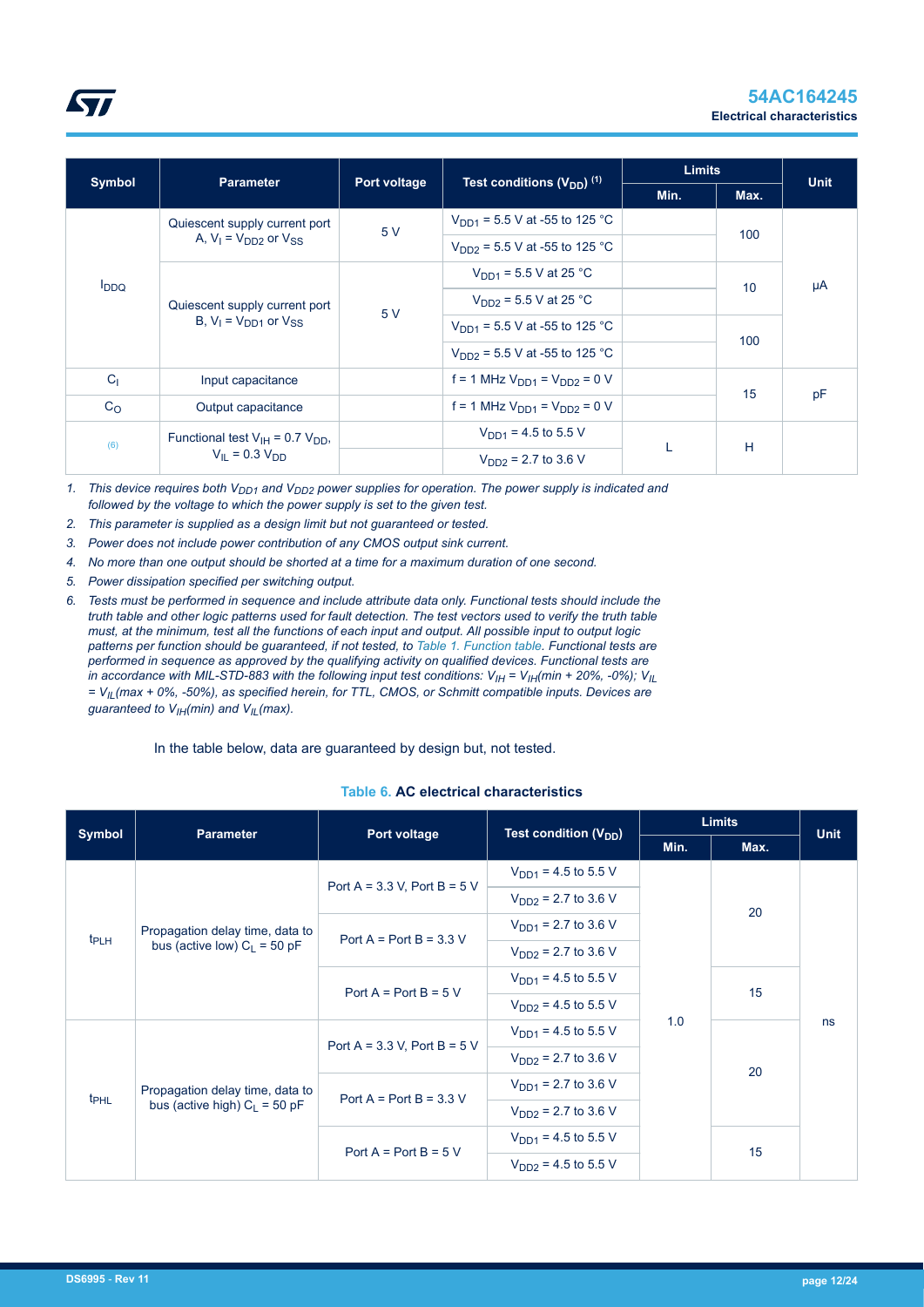| Symbol | Parameter | Port voltage | Test conditions ($V_{DD}$) (1) | Limits | | Unit |
|---|---|---|---|---|---|---|
| | | | | Min. | Max. | |
| $I_{DDQ}$ | Quiescent supply current port A, $V_I = V_{DD2}$ or $V_{SS}$ | 5 V | $V_{DD1}$ = 5.5 V at -55 to 125 °C | | 100 | µA |
| | | | $V_{DD2}$ = 5.5 V at -55 to 125 °C | | | |
| | Quiescent supply current port B, $V_I = V_{DD1}$ or $V_{SS}$ | 5 V | $V_{DD1}$ = 5.5 V at 25 °C | | 10 | |
| | | | $V_{DD2}$ = 5.5 V at 25 °C | | | |
| | | | $V_{DD1}$ = 5.5 V at -55 to 125 °C | | 100 | |
| | | | $V_{DD2}$ = 5.5 V at -55 to 125 °C | | | |
| $C_I$ | Input capacitance | | f = 1 MHz $V_{DD1} = V_{DD2}$ = 0 V | | 15 | pF |
| $C_O$ | Output capacitance | | f = 1 MHz $V_{DD1} = V_{DD2}$ = 0 V | | | |
| (6) | Functional test $V_{IH}$ = 0.7 $V_{DD}$, $V_{IL}$ = 0.3 $V_{DD}$ | | $V_{DD1}$ = 4.5 to 5.5 V | L | H | |
| | | | $V_{DD2}$ = 2.7 to 3.6 V | | | |

1. *This device requires both $V_{DD1}$ and $V_{DD2}$ power supplies for operation. The power supply is indicated and followed by the voltage to which the power supply is set to the given test.*
2. *This parameter is supplied as a design limit but not guaranteed or tested.*
3. *Power does not include power contribution of any CMOS output sink current.*
4. *No more than one output should be shorted at a time for a maximum duration of one second.*
5. *Power dissipation specified per switching output.*
6. *Tests must be performed in sequence and include attribute data only. Functional tests should include the truth table and other logic patterns used for fault detection. The test vectors used to verify the truth table must, at the minimum, test all the functions of each input and output. All possible input to output logic patterns per function should be guaranteed, if not tested, to Table 1. Function table. Functional tests are performed in sequence as approved by the qualifying activity on qualified devices. Functional tests are in accordance with MIL-STD-883 with the following input test conditions: $V_{IH} = V_{IH}$(min + 20%, -0%); $V_{IL} = V_{IL}$(max + 0%, -50%), as specified herein, for TTL, CMOS, or Schmitt compatible inputs. Devices are guaranteed to $V_{IH}$(min) and $V_{IL}$(max).*

In the table below, data are guaranteed by design but, not tested.

**Table 6. AC electrical characteristics**

| Symbol | Parameter | Port voltage | Test condition ($V_{DD}$) | Limits | | Unit |
|---|---|---|---|---|---|---|
| | | | | Min. | Max. | |
| $t_{PLH}$ | Propagation delay time, data to bus (active low) $C_L$ = 50 pF | Port A = 3.3 V, Port B = 5 V | $V_{DD1}$ = 4.5 to 5.5 V | 1.0 | 20 | ns |
| | | | $V_{DD2}$ = 2.7 to 3.6 V | | | |
| | | Port A = Port B = 3.3 V | $V_{DD1}$ = 2.7 to 3.6 V | | | |
| | | | $V_{DD2}$ = 2.7 to 3.6 V | | | |
| | | Port A = Port B = 5 V | $V_{DD1}$ = 4.5 to 5.5 V | | 15 | |
| | | | $V_{DD2}$ = 4.5 to 5.5 V | | | |
| $t_{PHL}$ | Propagation delay time, data to bus (active high) $C_L$ = 50 pF | Port A = 3.3 V, Port B = 5 V | $V_{DD1}$ = 4.5 to 5.5 V | | 20 | |
| | | | $V_{DD2}$ = 2.7 to 3.6 V | | | |
| | | Port A = Port B = 3.3 V | $V_{DD1}$ = 2.7 to 3.6 V | | | |
| | | | $V_{DD2}$ = 2.7 to 3.6 V | | | |
| | | Port A = Port B = 5 V | $V_{DD1}$ = 4.5 to 5.5 V | | 15 | |
| | | | $V_{DD2}$ = 4.5 to 5.5 V | | | |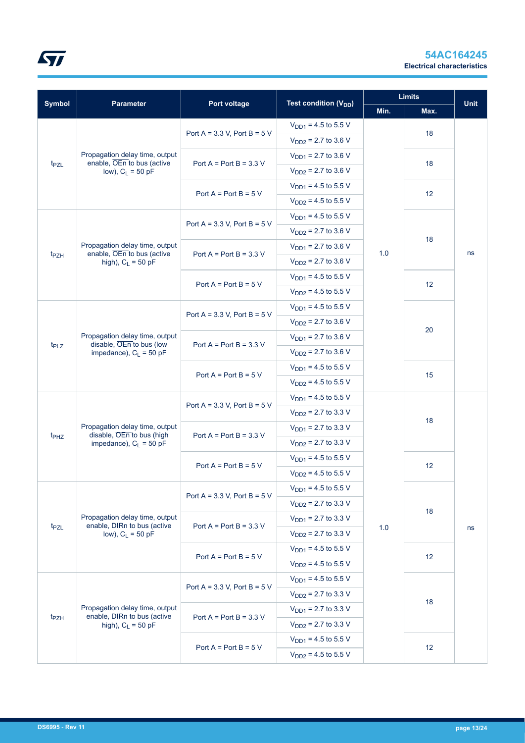| Symbol | Parameter | Port voltage | Test condition ($V_{DD}$) | Limits | | Unit |
|---|---|---|---|---|---|---|
| | | | | Min. | Max. | |
| $t_{PZL}$ | Propagation delay time, output enable, $\overline{OEn}$ to bus (active low), $C_L$ = 50 pF | Port A = 3.3 V, Port B = 5 V | $V_{DD1}$ = 4.5 to 5.5 V | 1.0 | 18 | ns |
| | | | $V_{DD2}$ = 2.7 to 3.6 V | | | |
| | | Port A = Port B = 3.3 V | $V_{DD1}$ = 2.7 to 3.6 V | | 18 | |
| | | | $V_{DD2}$ = 2.7 to 3.6 V | | | |
| | | Port A = Port B = 5 V | $V_{DD1}$ = 4.5 to 5.5 V | | 12 | |
| | | | $V_{DD2}$ = 4.5 to 5.5 V | | | |
| $t_{PZH}$ | Propagation delay time, output enable, $\overline{OEn}$ to bus (active high), $C_L$ = 50 pF | Port A = 3.3 V, Port B = 5 V | $V_{DD1}$ = 4.5 to 5.5 V | | 18 | |
| | | | $V_{DD2}$ = 2.7 to 3.6 V | | | |
| | | Port A = Port B = 3.3 V | $V_{DD1}$ = 2.7 to 3.6 V | | | |
| | | | $V_{DD2}$ = 2.7 to 3.6 V | | | |
| | | Port A = Port B = 5 V | $V_{DD1}$ = 4.5 to 5.5 V | | 12 | |
| | | | $V_{DD2}$ = 4.5 to 5.5 V | | | |
| $t_{PLZ}$ | Propagation delay time, output disable, $\overline{OEn}$ to bus (low impedance), $C_L$ = 50 pF | Port A = 3.3 V, Port B = 5 V | $V_{DD1}$ = 4.5 to 5.5 V | | 20 | |
| | | | $V_{DD2}$ = 2.7 to 3.6 V | | | |
| | | Port A = Port B = 3.3 V | $V_{DD1}$ = 2.7 to 3.6 V | | | |
| | | | $V_{DD2}$ = 2.7 to 3.6 V | | | |
| | | Port A = Port B = 5 V | $V_{DD1}$ = 4.5 to 5.5 V | | 15 | |
| | | | $V_{DD2}$ = 4.5 to 5.5 V | | | |
| $t_{PHZ}$ | Propagation delay time, output disable, $\overline{OEn}$ to bus (high impedance), $C_L$ = 50 pF | Port A = 3.3 V, Port B = 5 V | $V_{DD1}$ = 4.5 to 5.5 V | 1.0 | 18 | ns |
| | | | $V_{DD2}$ = 2.7 to 3.3 V | | | |
| | | Port A = Port B = 3.3 V | $V_{DD1}$ = 2.7 to 3.3 V | | | |
| | | | $V_{DD2}$ = 2.7 to 3.3 V | | | |
| | | Port A = Port B = 5 V | $V_{DD1}$ = 4.5 to 5.5 V | | 12 | |
| | | | $V_{DD2}$ = 4.5 to 5.5 V | | | |
| $t_{PZL}$ | Propagation delay time, output enable, DIRn to bus (active low), $C_L$ = 50 pF | Port A = 3.3 V, Port B = 5 V | $V_{DD1}$ = 4.5 to 5.5 V | | 18 | |
| | | | $V_{DD2}$ = 2.7 to 3.3 V | | | |
| | | Port A = Port B = 3.3 V | $V_{DD1}$ = 2.7 to 3.3 V | | | |
| | | | $V_{DD2}$ = 2.7 to 3.3 V | | | |
| | | Port A = Port B = 5 V | $V_{DD1}$ = 4.5 to 5.5 V | | 12 | |
| | | | $V_{DD2}$ = 4.5 to 5.5 V | | | |
| $t_{PZH}$ | Propagation delay time, output enable, DIRn to bus (active high), $C_L$ = 50 pF | Port A = 3.3 V, Port B = 5 V | $V_{DD1}$ = 4.5 to 5.5 V | | 18 | |
| | | | $V_{DD2}$ = 2.7 to 3.3 V | | | |
| | | Port A = Port B = 3.3 V | $V_{DD1}$ = 2.7 to 3.3 V | | | |
| | | | $V_{DD2}$ = 2.7 to 3.3 V | | | |
| | | Port A = Port B = 5 V | $V_{DD1}$ = 4.5 to 5.5 V | | 12 | |
| | | | $V_{DD2}$ = 4.5 to 5.5 V | | | |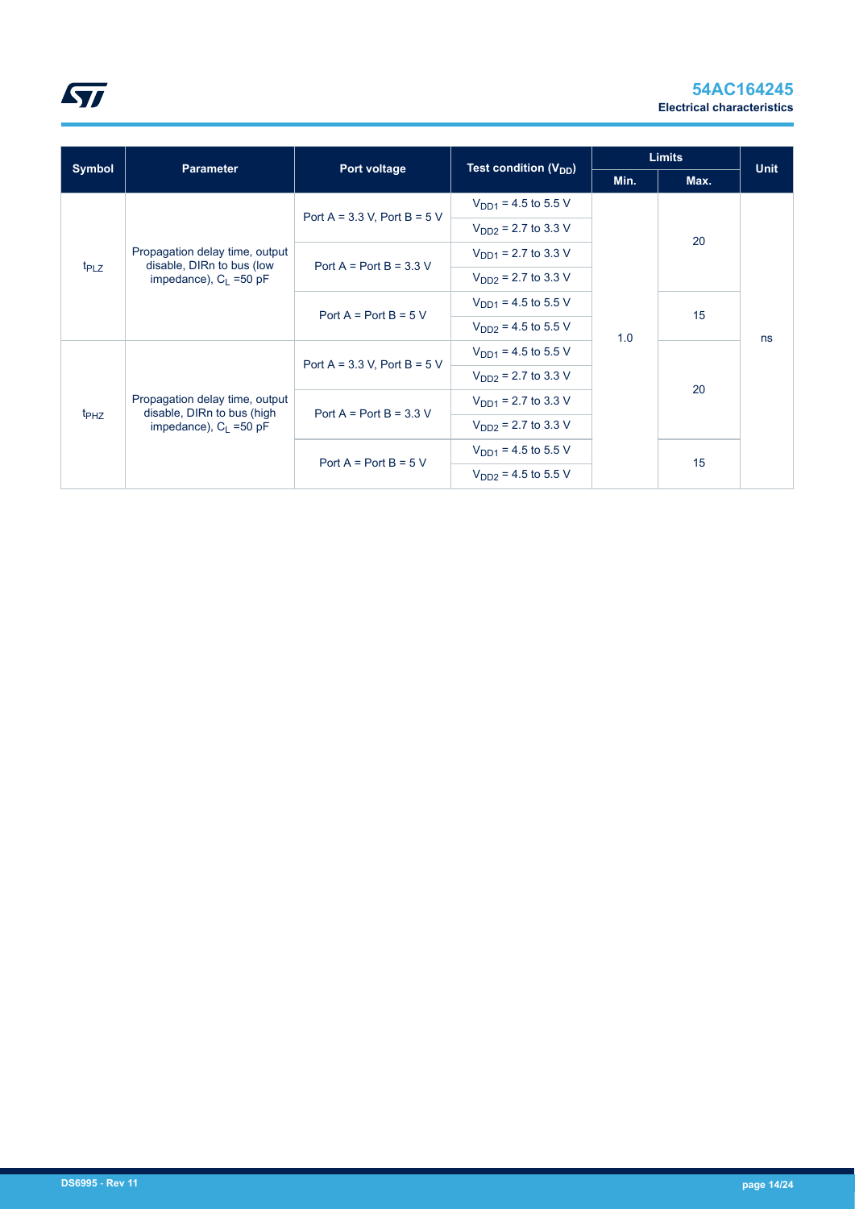| Symbol | Parameter | Port voltage | Test condition ($V_{DD}$) | Limits | | Unit |
|---|---|---|---|---|---|---|
| | | | | Min. | Max. | |
| $t_{PLZ}$ | Propagation delay time, output disable, DIRn to bus (low impedance), $C_L$ =50 pF | Port A = 3.3 V, Port B = 5 V | $V_{DD1}$ = 4.5 to 5.5 V | 1.0 | 20 | ns |
| | | | $V_{DD2}$ = 2.7 to 3.3 V | | | |
| | | Port A = Port B = 3.3 V | $V_{DD1}$ = 2.7 to 3.3 V | | | |
| | | | $V_{DD2}$ = 2.7 to 3.3 V | | | |
| | | Port A = Port B = 5 V | $V_{DD1}$ = 4.5 to 5.5 V | | 15 | |
| | | | $V_{DD2}$ = 4.5 to 5.5 V | | | |
| $t_{PHZ}$ | Propagation delay time, output disable, DIRn to bus (high impedance), $C_L$ =50 pF | Port A = 3.3 V, Port B = 5 V | $V_{DD1}$ = 4.5 to 5.5 V | | 20 | |
| | | | $V_{DD2}$ = 2.7 to 3.3 V | | | |
| | | Port A = Port B = 3.3 V | $V_{DD1}$ = 2.7 to 3.3 V | | | |
| | | | $V_{DD2}$ = 2.7 to 3.3 V | | | |
| | | Port A = Port B = 5 V | $V_{DD1}$ = 4.5 to 5.5 V | | 15 | |
| | | | $V_{DD2}$ = 4.5 to 5.5 V | | | |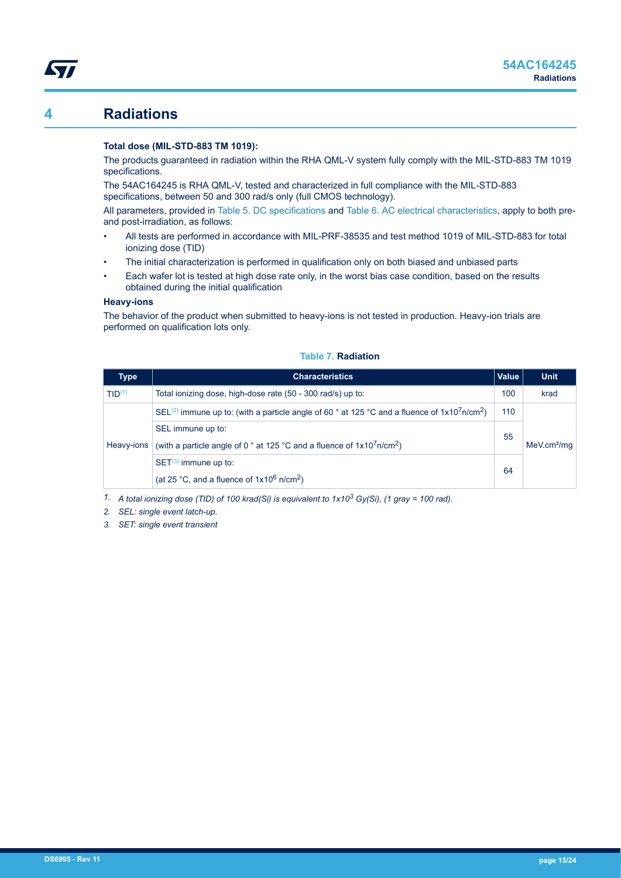# 4 Radiations

**Total dose (MIL-STD-883 TM 1019):**

The products guaranteed in radiation within the RHA QML-V system fully comply with the MIL-STD-883 TM 1019 specifications.

The 54AC164245 is RHA QML-V, tested and characterized in full compliance with the MIL-STD-883 specifications, between 50 and 300 rad/s only (full CMOS technology).

All parameters, provided in Table 5. DC specifications and Table 6. AC electrical characteristics, apply to both pre- and post-irradiation, as follows:

- All tests are performed in accordance with MIL-PRF-38535 and test method 1019 of MIL-STD-883 for total ionizing dose (TID)
- The initial characterization is performed in qualification only on both biased and unbiased parts
- Each wafer lot is tested at high dose rate only, in the worst bias case condition, based on the results obtained during the initial qualification

**Heavy-ions**

The behavior of the product when submitted to heavy-ions is not tested in production. Heavy-ion trials are performed on qualification lots only.

**Table 7. Radiation**

| Type | Characteristics | Value | Unit |
|---|---|---|---|
| TID[1] | Total ionizing dose, high-dose rate (50 - 300 rad/s) up to: | 100 | krad |
| Heavy-ions | SEL[2] immune up to: (with a particle angle of 60 ° at 125 °C and a fluence of $1x10^7$ n/cm²) | 110 | MeV.cm²/mg |
| | SEL immune up to: (with a particle angle of 0 ° at 125 °C and a fluence of $1x10^7$ n/cm²) | 55 | |
| | SET[3] immune up to: (at 25 °C, and a fluence of $1x10^6$ n/cm²) | 64 | |

1. *A total ionizing dose (TID) of 100 krad(Si) is equivalent to $1x10^3$ Gy(Si), (1 gray = 100 rad).*
2. *SEL: single event latch-up.*
3. *SET: single event transient*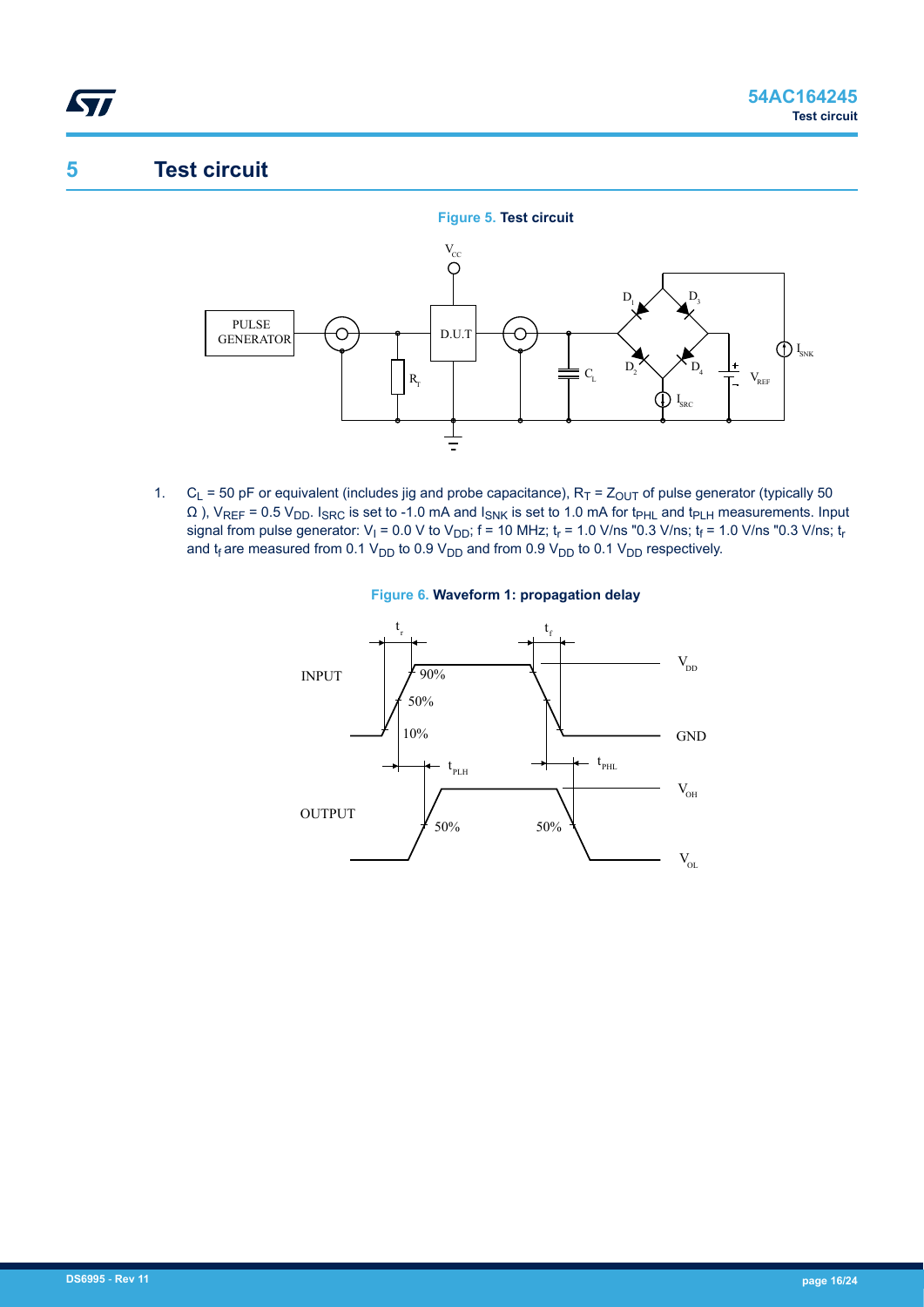# 5 Test circuit

**Figure 5. Test circuit**

1. $C_L$ = 50 pF or equivalent (includes jig and probe capacitance), $R_T$ = $Z_{OUT}$ of pulse generator (typically 50 Ω ), $V_{REF}$ = 0.5 $V_{DD}$. $I_{SRC}$ is set to -1.0 mA and $I_{SNK}$ is set to 1.0 mA for $t_{PHL}$ and $t_{PLH}$ measurements. Input signal from pulse generator: $V_I$ = 0.0 V to $V_{DD}$; f = 10 MHz; $t_r$ = 1.0 V/ns "0.3 V/ns; $t_f$ = 1.0 V/ns "0.3 V/ns; $t_r$ and $t_f$ are measured from 0.1 $V_{DD}$ to 0.9 $V_{DD}$ and from 0.9 $V_{DD}$ to 0.1 $V_{DD}$ respectively.

**Figure 6. Waveform 1: propagation delay**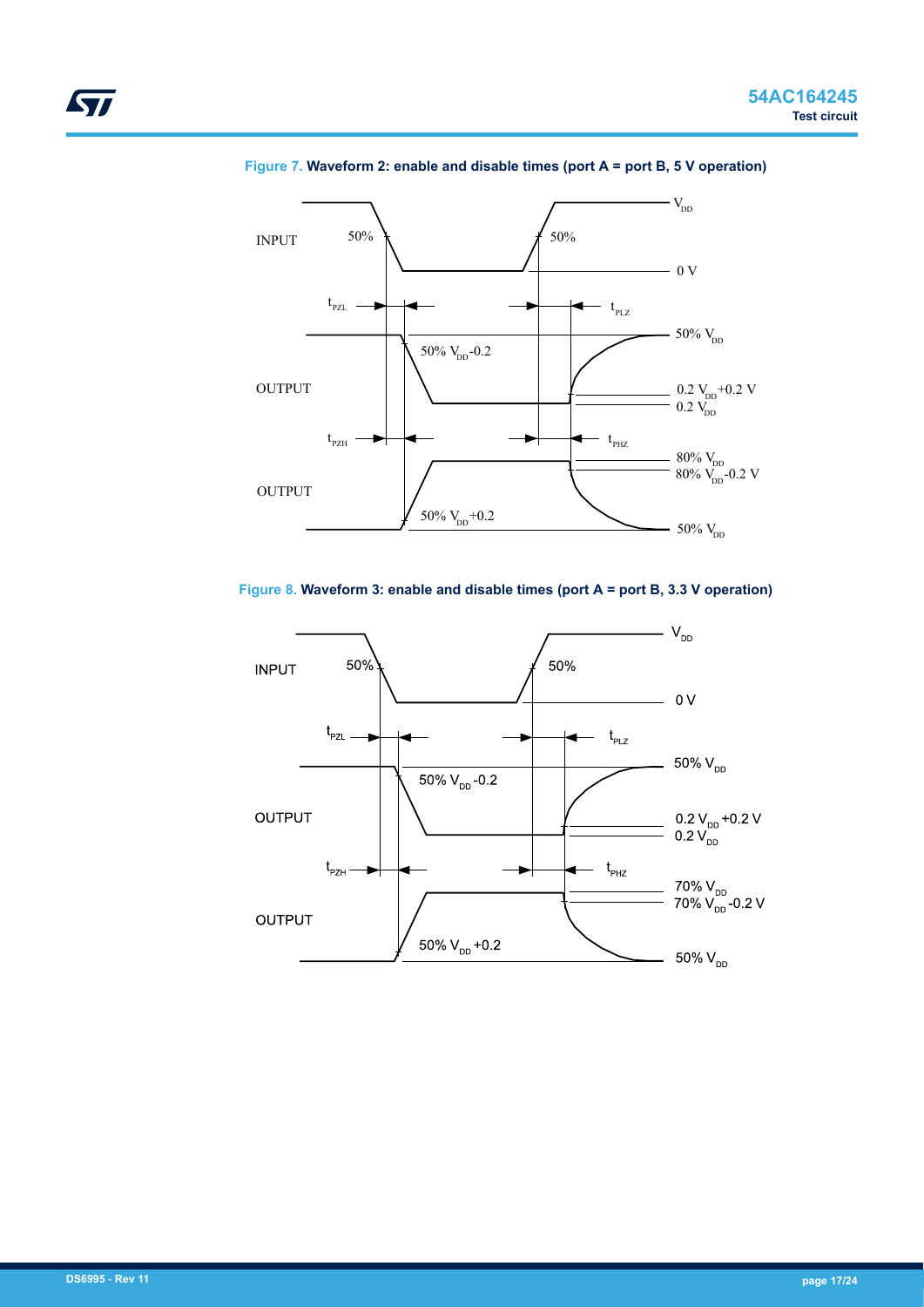Figure 7. **Waveform 2: enable and disable times (port A = port B, 5 V operation)**

Figure 8. **Waveform 3: enable and disable times (port A = port B, 3.3 V operation)**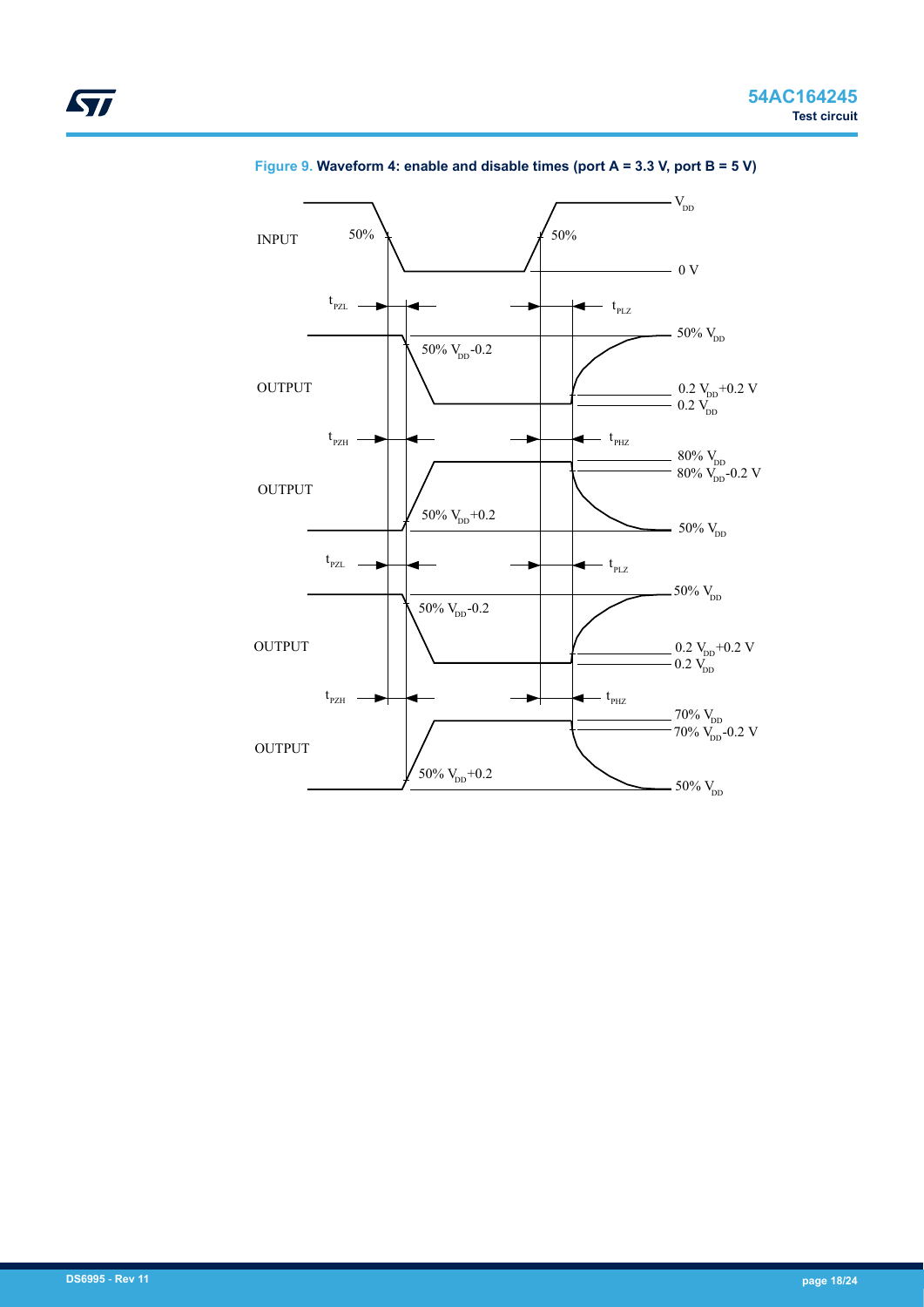**Figure 9. Waveform 4: enable and disable times (port A = 3.3 V, port B = 5 V)**

INPUT: 50% / 50% / $V_{DD}$ / 0 V

$t_{PZL}$ / $t_{PLZ}$

OUTPUT: 50% $V_{DD}$-0.2 / 50% $V_{DD}$ / 0.2 $V_{DD}$+0.2 V / 0.2 $V_{DD}$

$t_{PZH}$ / $t_{PHZ}$

OUTPUT: 80% $V_{DD}$ / 80% $V_{DD}$-0.2 V / 50% $V_{DD}$+0.2 / 50% $V_{DD}$

$t_{PZL}$ / $t_{PLZ}$

OUTPUT: 50% $V_{DD}$-0.2 / 50% $V_{DD}$ / 0.2 $V_{DD}$+0.2 V / 0.2 $V_{DD}$

$t_{PZH}$ / $t_{PHZ}$

OUTPUT: 70% $V_{DD}$ / 70% $V_{DD}$-0.2 V / 50% $V_{DD}$+0.2 / 50% $V_{DD}$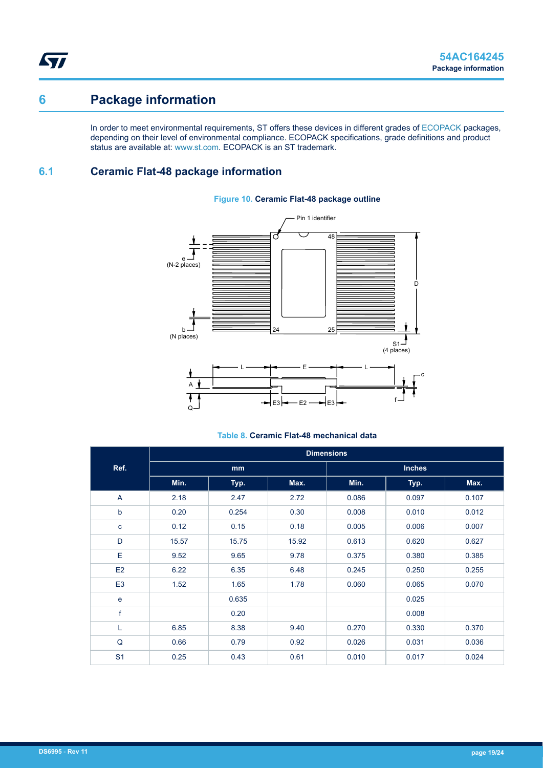# 6 Package information

In order to meet environmental requirements, ST offers these devices in different grades of ECOPACK packages, depending on their level of environmental compliance. ECOPACK specifications, grade definitions and product status are available at: www.st.com. ECOPACK is an ST trademark.

## 6.1 Ceramic Flat-48 package information

**Figure 10. Ceramic Flat-48 package outline**

**Table 8. Ceramic Flat-48 mechanical data**

| Ref. | Dimensions | | | | | |
|---|---|---|---|---|---|---|
| | mm | | | Inches | | |
| | Min. | Typ. | Max. | Min. | Typ. | Max. |
| A | 2.18 | 2.47 | 2.72 | 0.086 | 0.097 | 0.107 |
| b | 0.20 | 0.254 | 0.30 | 0.008 | 0.010 | 0.012 |
| c | 0.12 | 0.15 | 0.18 | 0.005 | 0.006 | 0.007 |
| D | 15.57 | 15.75 | 15.92 | 0.613 | 0.620 | 0.627 |
| E | 9.52 | 9.65 | 9.78 | 0.375 | 0.380 | 0.385 |
| E2 | 6.22 | 6.35 | 6.48 | 0.245 | 0.250 | 0.255 |
| E3 | 1.52 | 1.65 | 1.78 | 0.060 | 0.065 | 0.070 |
| e | | 0.635 | | | 0.025 | |
| f | | 0.20 | | | 0.008 | |
| L | 6.85 | 8.38 | 9.40 | 0.270 | 0.330 | 0.370 |
| Q | 0.66 | 0.79 | 0.92 | 0.026 | 0.031 | 0.036 |
| S1 | 0.25 | 0.43 | 0.61 | 0.010 | 0.017 | 0.024 |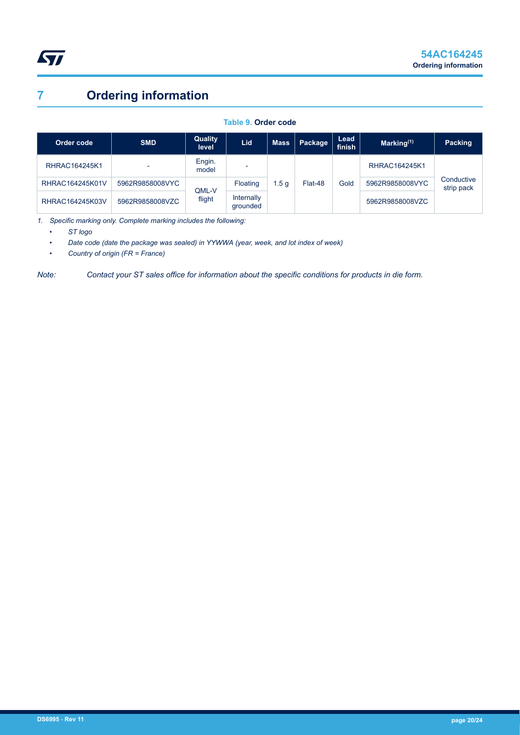# 7 Ordering information

**Table 9. Order code**

| Order code | SMD | Quality level | Lid | Mass | Package | Lead finish | Marking[(1)] | Packing |
|---|---|---|---|---|---|---|---|---|
| RHRAC164245K1 | - | Engin. model | - | 1.5 g | Flat-48 | Gold | RHRAC164245K1 | Conductive strip pack |
| RHRAC164245K01V | 5962R9858008VYC | QML-V flight | Floating | | | | 5962R9858008VYC | |
| RHRAC164245K03V | 5962R9858008VZC | | Internally grounded | | | | 5962R9858008VZC | |

*1. Specific marking only. Complete marking includes the following:*
- *ST logo*
- *Date code (date the package was sealed) in YYWWA (year, week, and lot index of week)*
- *Country of origin (FR = France)*

*Note: Contact your ST sales office for information about the specific conditions for products in die form.*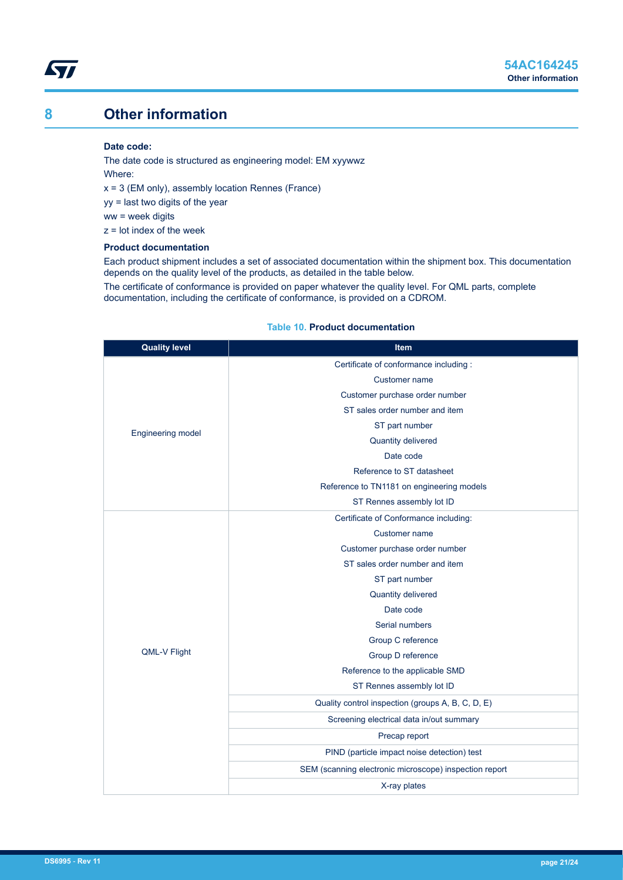# 8 Other information

**Date code:**

The date code is structured as engineering model: EM xyywwz

Where:

x = 3 (EM only), assembly location Rennes (France)

yy = last two digits of the year

ww = week digits

z = lot index of the week

**Product documentation**

Each product shipment includes a set of associated documentation within the shipment box. This documentation depends on the quality level of the products, as detailed in the table below.

The certificate of conformance is provided on paper whatever the quality level. For QML parts, complete documentation, including the certificate of conformance, is provided on a CDROM.

**Table 10. Product documentation**

| Quality level | Item |
| --- | --- |
| Engineering model | Certificate of conformance including :<br>Customer name<br>Customer purchase order number<br>ST sales order number and item<br>ST part number<br>Quantity delivered<br>Date code<br>Reference to ST datasheet<br>Reference to TN1181 on engineering models<br>ST Rennes assembly lot ID |
| QML-V Flight | Certificate of Conformance including:<br>Customer name<br>Customer purchase order number<br>ST sales order number and item<br>ST part number<br>Quantity delivered<br>Date code<br>Serial numbers<br>Group C reference<br>Group D reference<br>Reference to the applicable SMD<br>ST Rennes assembly lot ID |
| | Quality control inspection (groups A, B, C, D, E) |
| | Screening electrical data in/out summary |
| | Precap report |
| | PIND (particle impact noise detection) test |
| | SEM (scanning electronic microscope) inspection report |
| | X-ray plates |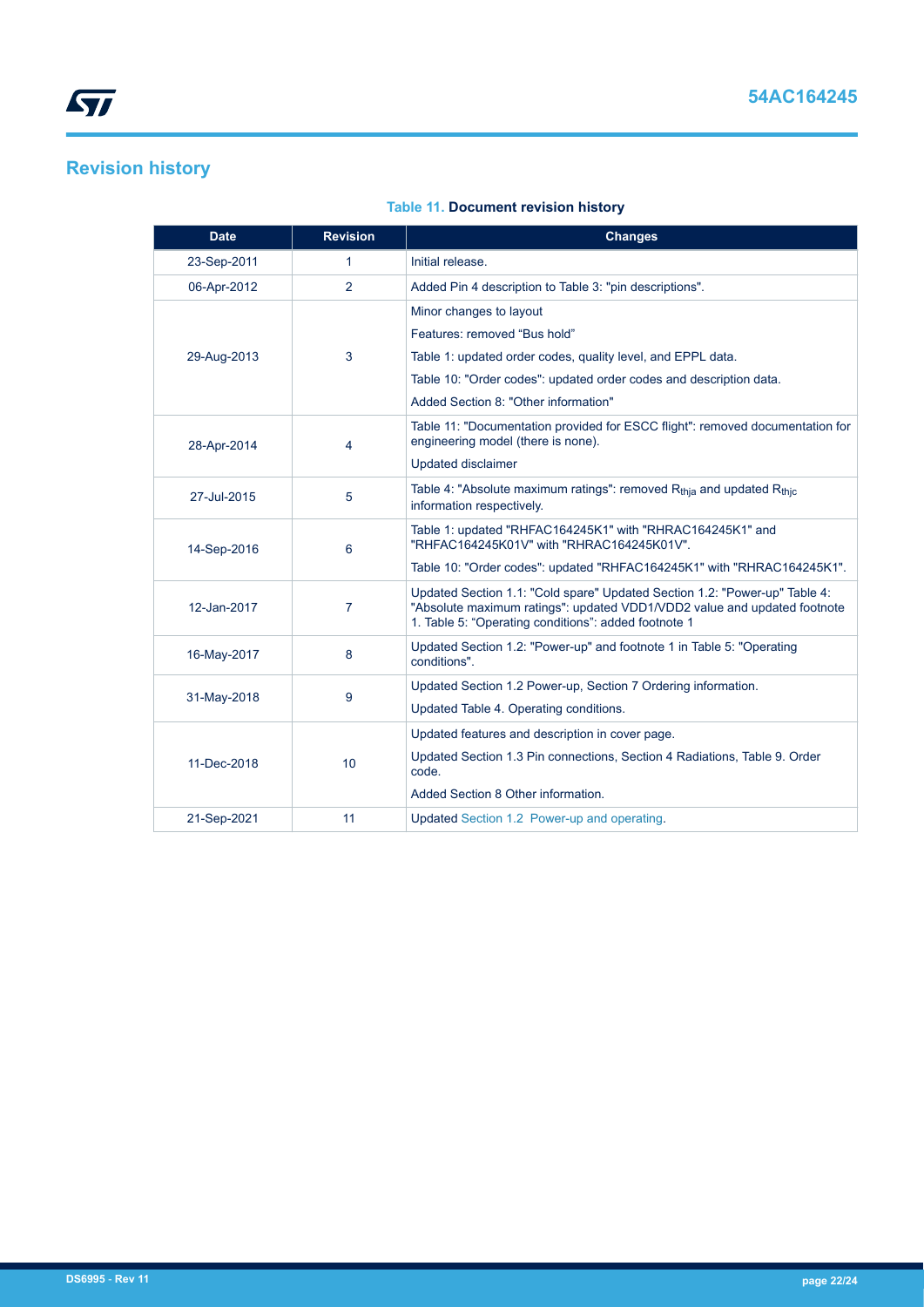## Revision history

**Table 11. Document revision history**

| Date | Revision | Changes |
|---|---|---|
| 23-Sep-2011 | 1 | Initial release. |
| 06-Apr-2012 | 2 | Added Pin 4 description to Table 3: "pin descriptions". |
| 29-Aug-2013 | 3 | Minor changes to layout<br>Features: removed “Bus hold”<br>Table 1: updated order codes, quality level, and EPPL data.<br>Table 10: "Order codes": updated order codes and description data.<br>Added Section 8: "Other information" |
| 28-Apr-2014 | 4 | Table 11: "Documentation provided for ESCC flight": removed documentation for engineering model (there is none).<br>Updated disclaimer |
| 27-Jul-2015 | 5 | Table 4: "Absolute maximum ratings": removed $R_{thja}$ and updated $R_{thjc}$ information respectively. |
| 14-Sep-2016 | 6 | Table 1: updated "RHFAC164245K1" with "RHRAC164245K1" and "RHFAC164245K01V" with "RHRAC164245K01V".<br>Table 10: "Order codes": updated "RHFAC164245K1" with "RHRAC164245K1". |
| 12-Jan-2017 | 7 | Updated Section 1.1: "Cold spare" Updated Section 1.2: "Power-up" Table 4: "Absolute maximum ratings": updated VDD1/VDD2 value and updated footnote 1. Table 5: “Operating conditions”: added footnote 1 |
| 16-May-2017 | 8 | Updated Section 1.2: "Power-up" and footnote 1 in Table 5: "Operating conditions". |
| 31-May-2018 | 9 | Updated Section 1.2 Power-up, Section 7 Ordering information.<br>Updated Table 4. Operating conditions. |
| 11-Dec-2018 | 10 | Updated features and description in cover page.<br>Updated Section 1.3 Pin connections, Section 4 Radiations, Table 9. Order code.<br>Added Section 8 Other information. |
| 21-Sep-2021 | 11 | Updated Section 1.2 Power-up and operating. |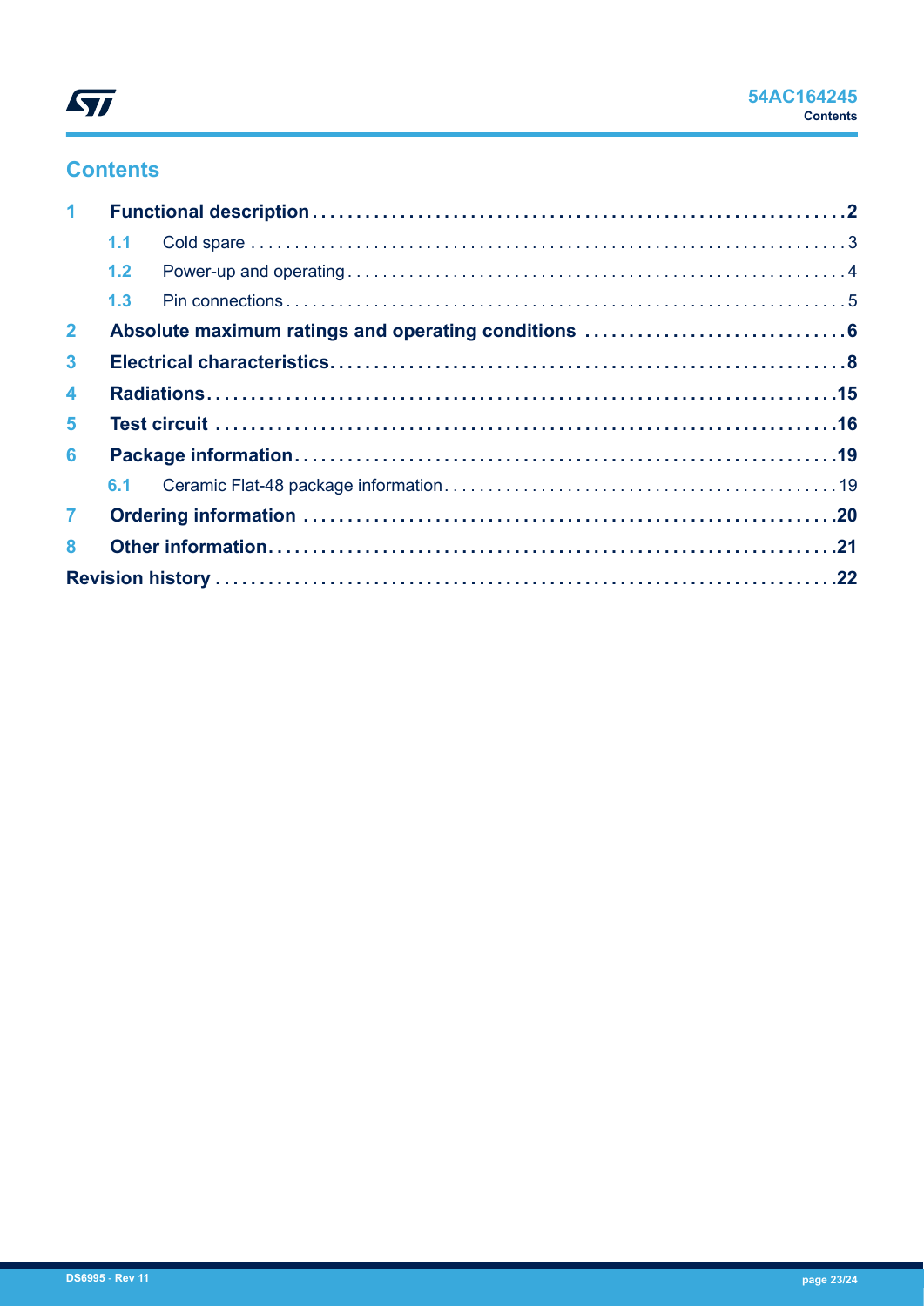## Contents

- **1 Functional description** .......... **2**
  - 1.1 Cold spare .......... 3
  - 1.2 Power-up and operating .......... 4
  - 1.3 Pin connections .......... 5
- **2 Absolute maximum ratings and operating conditions** .......... **6**
- **3 Electrical characteristics** .......... **8**
- **4 Radiations** .......... **15**
- **5 Test circuit** .......... **16**
- **6 Package information** .......... **19**
  - 6.1 Ceramic Flat-48 package information .......... 19
- **7 Ordering information** .......... **20**
- **8 Other information** .......... **21**
- **Revision history** .......... **22**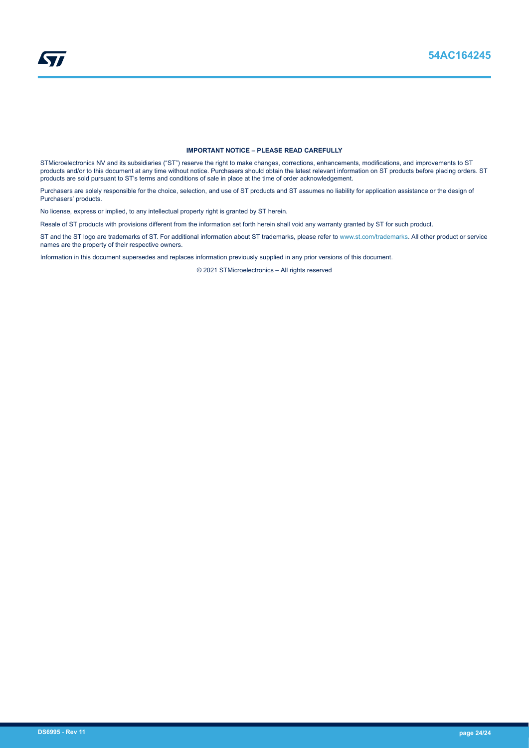**IMPORTANT NOTICE – PLEASE READ CAREFULLY**

STMicroelectronics NV and its subsidiaries ("ST") reserve the right to make changes, corrections, enhancements, modifications, and improvements to ST products and/or to this document at any time without notice. Purchasers should obtain the latest relevant information on ST products before placing orders. ST products are sold pursuant to ST's terms and conditions of sale in place at the time of order acknowledgement.

Purchasers are solely responsible for the choice, selection, and use of ST products and ST assumes no liability for application assistance or the design of Purchasers' products.

No license, express or implied, to any intellectual property right is granted by ST herein.

Resale of ST products with provisions different from the information set forth herein shall void any warranty granted by ST for such product.

ST and the ST logo are trademarks of ST. For additional information about ST trademarks, please refer to www.st.com/trademarks. All other product or service names are the property of their respective owners.

Information in this document supersedes and replaces information previously supplied in any prior versions of this document.

© 2021 STMicroelectronics – All rights reserved